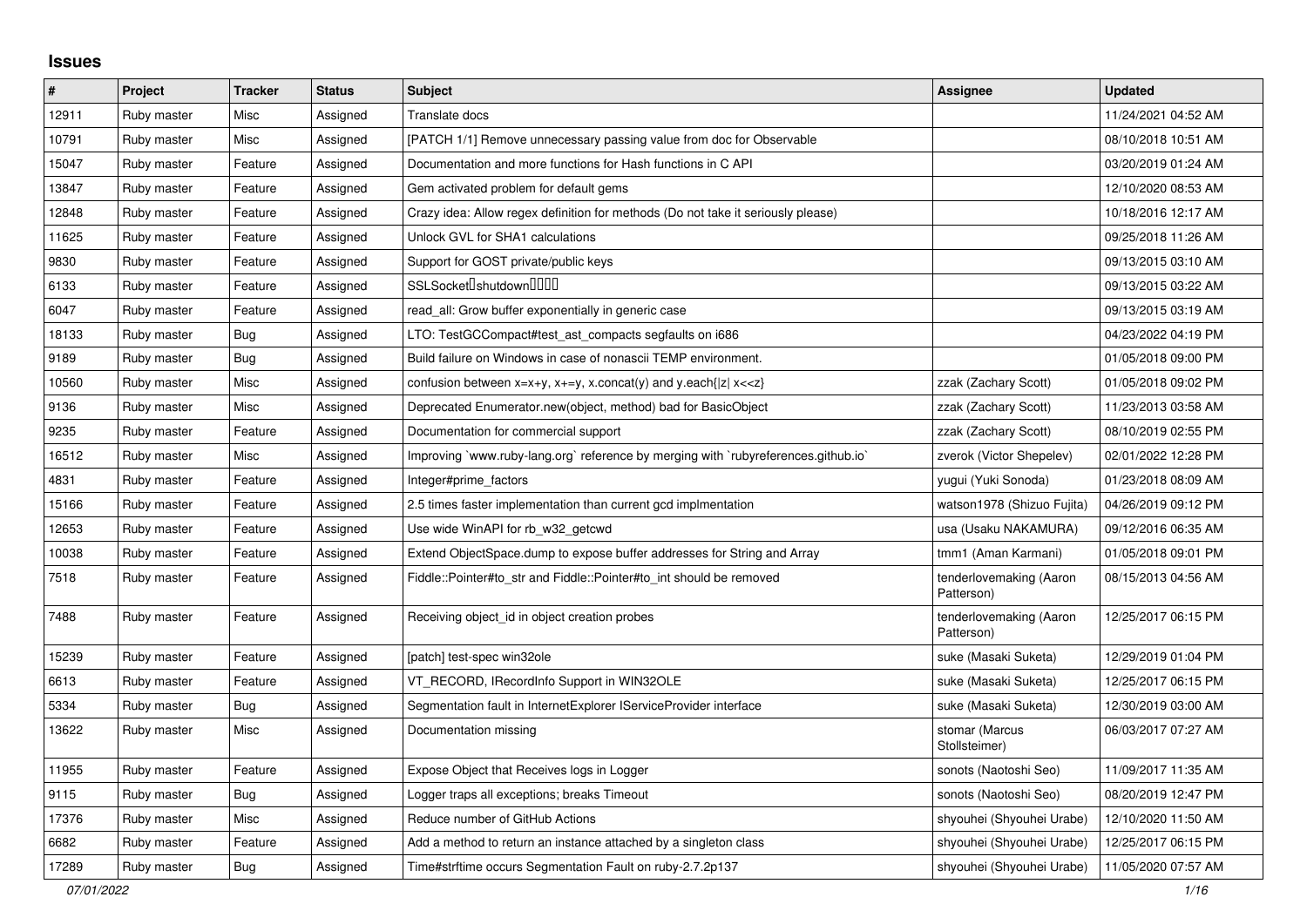# Issues

| # | Project | Tracker | Status | Subject | Assignee | Updated |
|---|---|---|---|---|---|---|
| 12911 | Ruby master | Misc | Assigned | Translate docs | | 11/24/2021 04:52 AM |
| 10791 | Ruby master | Misc | Assigned | [PATCH 1/1] Remove unnecessary passing value from doc for Observable | | 08/10/2018 10:51 AM |
| 15047 | Ruby master | Feature | Assigned | Documentation and more functions for Hash functions in C API | | 03/20/2019 01:24 AM |
| 13847 | Ruby master | Feature | Assigned | Gem activated problem for default gems | | 12/10/2020 08:53 AM |
| 12848 | Ruby master | Feature | Assigned | Crazy idea: Allow regex definition for methods (Do not take it seriously please) | | 10/18/2016 12:17 AM |
| 11625 | Ruby master | Feature | Assigned | Unlock GVL for SHA1 calculations | | 09/25/2018 11:26 AM |
| 9830 | Ruby master | Feature | Assigned | Support for GOST private/public keys | | 09/13/2015 03:10 AM |
| 6133 | Ruby master | Feature | Assigned | SSLSocket�shutdown���� | | 09/13/2015 03:22 AM |
| 6047 | Ruby master | Feature | Assigned | read_all: Grow buffer exponentially in generic case | | 09/13/2015 03:19 AM |
| 18133 | Ruby master | Bug | Assigned | LTO: TestGCCompact#test_ast_compacts segfaults on i686 | | 04/23/2022 04:19 PM |
| 9189 | Ruby master | Bug | Assigned | Build failure on Windows in case of nonascii TEMP environment. | | 01/05/2018 09:00 PM |
| 10560 | Ruby master | Misc | Assigned | confusion between x=x+y, x+=y, x.concat(y) and y.each{\|z\| x<<z} | zzak (Zachary Scott) | 01/05/2018 09:02 PM |
| 9136 | Ruby master | Misc | Assigned | Deprecated Enumerator.new(object, method) bad for BasicObject | zzak (Zachary Scott) | 11/23/2013 03:58 AM |
| 9235 | Ruby master | Feature | Assigned | Documentation for commercial support | zzak (Zachary Scott) | 08/10/2019 02:55 PM |
| 16512 | Ruby master | Misc | Assigned | Improving `www.ruby-lang.org` reference by merging with `rubyreferences.github.io` | zverok (Victor Shepelev) | 02/01/2022 12:28 PM |
| 4831 | Ruby master | Feature | Assigned | Integer#prime_factors | yugui (Yuki Sonoda) | 01/23/2018 08:09 AM |
| 15166 | Ruby master | Feature | Assigned | 2.5 times faster implementation than current gcd implmentation | watson1978 (Shizuo Fujita) | 04/26/2019 09:12 PM |
| 12653 | Ruby master | Feature | Assigned | Use wide WinAPI for rb_w32_getcwd | usa (Usaku NAKAMURA) | 09/12/2016 06:35 AM |
| 10038 | Ruby master | Feature | Assigned | Extend ObjectSpace.dump to expose buffer addresses for String and Array | tmm1 (Aman Karmani) | 01/05/2018 09:01 PM |
| 7518 | Ruby master | Feature | Assigned | Fiddle::Pointer#to_str and Fiddle::Pointer#to_int should be removed | tenderlovemaking (Aaron Patterson) | 08/15/2013 04:56 AM |
| 7488 | Ruby master | Feature | Assigned | Receiving object_id in object creation probes | tenderlovemaking (Aaron Patterson) | 12/25/2017 06:15 PM |
| 15239 | Ruby master | Feature | Assigned | [patch] test-spec win32ole | suke (Masaki Suketa) | 12/29/2019 01:04 PM |
| 6613 | Ruby master | Feature | Assigned | VT_RECORD, IRecordInfo Support in WIN32OLE | suke (Masaki Suketa) | 12/25/2017 06:15 PM |
| 5334 | Ruby master | Bug | Assigned | Segmentation fault in InternetExplorer IServiceProvider interface | suke (Masaki Suketa) | 12/30/2019 03:00 AM |
| 13622 | Ruby master | Misc | Assigned | Documentation missing | stomar (Marcus Stollsteimer) | 06/03/2017 07:27 AM |
| 11955 | Ruby master | Feature | Assigned | Expose Object that Receives logs in Logger | sonots (Naotoshi Seo) | 11/09/2017 11:35 AM |
| 9115 | Ruby master | Bug | Assigned | Logger traps all exceptions; breaks Timeout | sonots (Naotoshi Seo) | 08/20/2019 12:47 PM |
| 17376 | Ruby master | Misc | Assigned | Reduce number of GitHub Actions | shyouhei (Shyouhei Urabe) | 12/10/2020 11:50 AM |
| 6682 | Ruby master | Feature | Assigned | Add a method to return an instance attached by a singleton class | shyouhei (Shyouhei Urabe) | 12/25/2017 06:15 PM |
| 17289 | Ruby master | Bug | Assigned | Time#strftime occurs Segmentation Fault on ruby-2.7.2p137 | shyouhei (Shyouhei Urabe) | 11/05/2020 07:57 AM |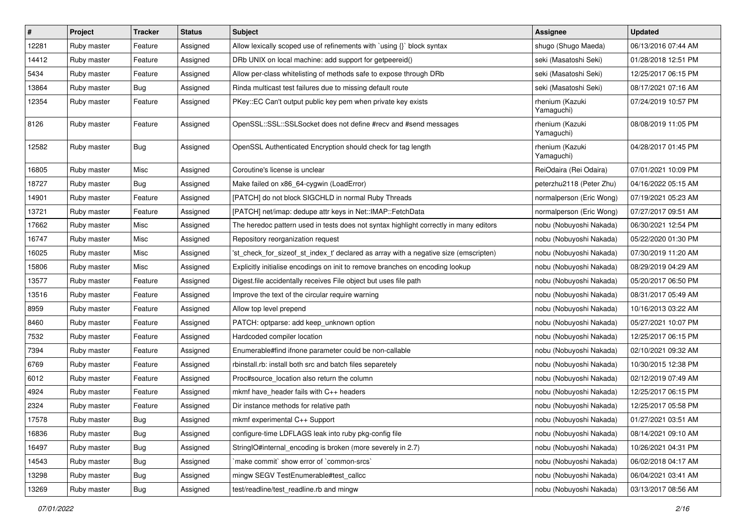| # | Project | Tracker | Status | Subject | Assignee | Updated |
|---|---|---|---|---|---|---|
| 12281 | Ruby master | Feature | Assigned | Allow lexically scoped use of refinements with `using {}` block syntax | shugo (Shugo Maeda) | 06/13/2016 07:44 AM |
| 14412 | Ruby master | Feature | Assigned | DRb UNIX on local machine: add support for getpeereid() | seki (Masatoshi Seki) | 01/28/2018 12:51 PM |
| 5434 | Ruby master | Feature | Assigned | Allow per-class whitelisting of methods safe to expose through DRb | seki (Masatoshi Seki) | 12/25/2017 06:15 PM |
| 13864 | Ruby master | Bug | Assigned | Rinda multicast test failures due to missing default route | seki (Masatoshi Seki) | 08/17/2021 07:16 AM |
| 12354 | Ruby master | Feature | Assigned | PKey::EC Can't output public key pem when private key exists | rhenium (Kazuki Yamaguchi) | 07/24/2019 10:57 PM |
| 8126 | Ruby master | Feature | Assigned | OpenSSL::SSL::SSLSocket does not define #recv and #send messages | rhenium (Kazuki Yamaguchi) | 08/08/2019 11:05 PM |
| 12582 | Ruby master | Bug | Assigned | OpenSSL Authenticated Encryption should check for tag length | rhenium (Kazuki Yamaguchi) | 04/28/2017 01:45 PM |
| 16805 | Ruby master | Misc | Assigned | Coroutine's license is unclear | ReiOdaira (Rei Odaira) | 07/01/2021 10:09 PM |
| 18727 | Ruby master | Bug | Assigned | Make failed on x86_64-cygwin (LoadError) | peterzhu2118 (Peter Zhu) | 04/16/2022 05:15 AM |
| 14901 | Ruby master | Feature | Assigned | [PATCH] do not block SIGCHLD in normal Ruby Threads | normalperson (Eric Wong) | 07/19/2021 05:23 AM |
| 13721 | Ruby master | Feature | Assigned | [PATCH] net/imap: dedupe attr keys in Net::IMAP::FetchData | normalperson (Eric Wong) | 07/27/2017 09:51 AM |
| 17662 | Ruby master | Misc | Assigned | The heredoc pattern used in tests does not syntax highlight correctly in many editors | nobu (Nobuyoshi Nakada) | 06/30/2021 12:54 PM |
| 16747 | Ruby master | Misc | Assigned | Repository reorganization request | nobu (Nobuyoshi Nakada) | 05/22/2020 01:30 PM |
| 16025 | Ruby master | Misc | Assigned | 'st_check_for_sizeof_st_index_t' declared as array with a negative size (emscripten) | nobu (Nobuyoshi Nakada) | 07/30/2019 11:20 AM |
| 15806 | Ruby master | Misc | Assigned | Explicitly initialise encodings on init to remove branches on encoding lookup | nobu (Nobuyoshi Nakada) | 08/29/2019 04:29 AM |
| 13577 | Ruby master | Feature | Assigned | Digest.file accidentally receives File object but uses file path | nobu (Nobuyoshi Nakada) | 05/20/2017 06:50 PM |
| 13516 | Ruby master | Feature | Assigned | Improve the text of the circular require warning | nobu (Nobuyoshi Nakada) | 08/31/2017 05:49 AM |
| 8959 | Ruby master | Feature | Assigned | Allow top level prepend | nobu (Nobuyoshi Nakada) | 10/16/2013 03:22 AM |
| 8460 | Ruby master | Feature | Assigned | PATCH: optparse: add keep_unknown option | nobu (Nobuyoshi Nakada) | 05/27/2021 10:07 PM |
| 7532 | Ruby master | Feature | Assigned | Hardcoded compiler location | nobu (Nobuyoshi Nakada) | 12/25/2017 06:15 PM |
| 7394 | Ruby master | Feature | Assigned | Enumerable#find ifnone parameter could be non-callable | nobu (Nobuyoshi Nakada) | 02/10/2021 09:32 AM |
| 6769 | Ruby master | Feature | Assigned | rbinstall.rb: install both src and batch files separetely | nobu (Nobuyoshi Nakada) | 10/30/2015 12:38 PM |
| 6012 | Ruby master | Feature | Assigned | Proc#source_location also return the column | nobu (Nobuyoshi Nakada) | 02/12/2019 07:49 AM |
| 4924 | Ruby master | Feature | Assigned | mkmf have_header fails with C++ headers | nobu (Nobuyoshi Nakada) | 12/25/2017 06:15 PM |
| 2324 | Ruby master | Feature | Assigned | Dir instance methods for relative path | nobu (Nobuyoshi Nakada) | 12/25/2017 05:58 PM |
| 17578 | Ruby master | Bug | Assigned | mkmf experimental C++ Support | nobu (Nobuyoshi Nakada) | 01/27/2021 03:51 AM |
| 16836 | Ruby master | Bug | Assigned | configure-time LDFLAGS leak into ruby pkg-config file | nobu (Nobuyoshi Nakada) | 08/14/2021 09:10 AM |
| 16497 | Ruby master | Bug | Assigned | StringIO#internal_encoding is broken (more severely in 2.7) | nobu (Nobuyoshi Nakada) | 10/26/2021 04:31 PM |
| 14543 | Ruby master | Bug | Assigned | `make commit` show error of `common-srcs` | nobu (Nobuyoshi Nakada) | 06/02/2018 04:17 AM |
| 13298 | Ruby master | Bug | Assigned | mingw SEGV TestEnumerable#test_callcc | nobu (Nobuyoshi Nakada) | 06/04/2021 03:41 AM |
| 13269 | Ruby master | Bug | Assigned | test/readline/test_readline.rb and mingw | nobu (Nobuyoshi Nakada) | 03/13/2017 08:56 AM |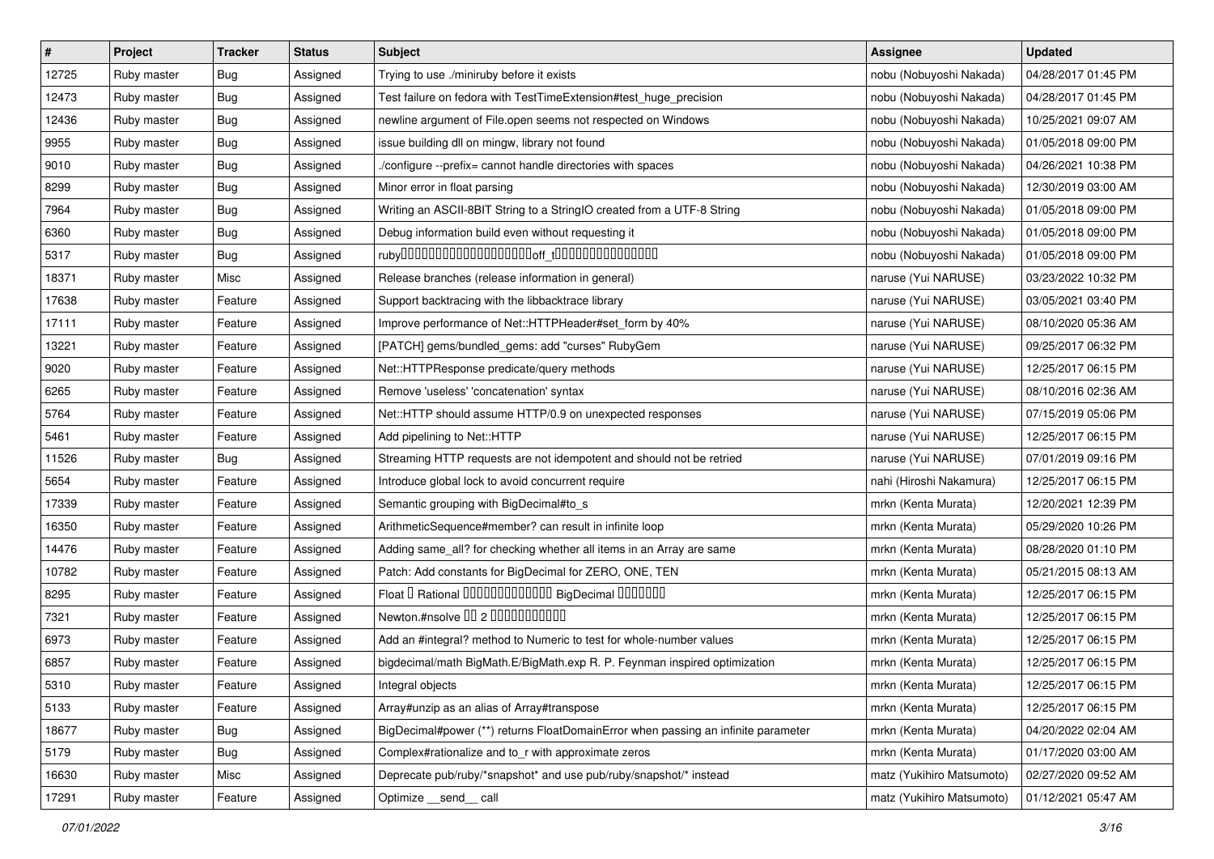| # | Project | Tracker | Status | Subject | Assignee | Updated |
|---|---|---|---|---|---|---|
| 12725 | Ruby master | Bug | Assigned | Trying to use ./miniruby before it exists | nobu (Nobuyoshi Nakada) | 04/28/2017 01:45 PM |
| 12473 | Ruby master | Bug | Assigned | Test failure on fedora with TestTimeExtension#test_huge_precision | nobu (Nobuyoshi Nakada) | 04/28/2017 01:45 PM |
| 12436 | Ruby master | Bug | Assigned | newline argument of File.open seems not respected on Windows | nobu (Nobuyoshi Nakada) | 10/25/2021 09:07 AM |
| 9955 | Ruby master | Bug | Assigned | issue building dll on mingw, library not found | nobu (Nobuyoshi Nakada) | 01/05/2018 09:00 PM |
| 9010 | Ruby master | Bug | Assigned | ./configure --prefix= cannot handle directories with spaces | nobu (Nobuyoshi Nakada) | 04/26/2021 10:38 PM |
| 8299 | Ruby master | Bug | Assigned | Minor error in float parsing | nobu (Nobuyoshi Nakada) | 12/30/2019 03:00 AM |
| 7964 | Ruby master | Bug | Assigned | Writing an ASCII-8BIT String to a StringIO created from a UTF-8 String | nobu (Nobuyoshi Nakada) | 01/05/2018 09:00 PM |
| 6360 | Ruby master | Bug | Assigned | Debug information build even without requesting it | nobu (Nobuyoshi Nakada) | 01/05/2018 09:00 PM |
| 5317 | Ruby master | Bug | Assigned | ruby□□□□□□□□□□□□□□□□□□□□off_t□□□□□□□□□□□□□□□□ | nobu (Nobuyoshi Nakada) | 01/05/2018 09:00 PM |
| 18371 | Ruby master | Misc | Assigned | Release branches (release information in general) | naruse (Yui NARUSE) | 03/23/2022 10:32 PM |
| 17638 | Ruby master | Feature | Assigned | Support backtracing with the libbacktrace library | naruse (Yui NARUSE) | 03/05/2021 03:40 PM |
| 17111 | Ruby master | Feature | Assigned | Improve performance of Net::HTTPHeader#set_form by 40% | naruse (Yui NARUSE) | 08/10/2020 05:36 AM |
| 13221 | Ruby master | Feature | Assigned | [PATCH] gems/bundled_gems: add "curses" RubyGem | naruse (Yui NARUSE) | 09/25/2017 06:32 PM |
| 9020 | Ruby master | Feature | Assigned | Net::HTTPResponse predicate/query methods | naruse (Yui NARUSE) | 12/25/2017 06:15 PM |
| 6265 | Ruby master | Feature | Assigned | Remove 'useless' 'concatenation' syntax | naruse (Yui NARUSE) | 08/10/2016 02:36 AM |
| 5764 | Ruby master | Feature | Assigned | Net::HTTP should assume HTTP/0.9 on unexpected responses | naruse (Yui NARUSE) | 07/15/2019 05:06 PM |
| 5461 | Ruby master | Feature | Assigned | Add pipelining to Net::HTTP | naruse (Yui NARUSE) | 12/25/2017 06:15 PM |
| 11526 | Ruby master | Bug | Assigned | Streaming HTTP requests are not idempotent and should not be retried | naruse (Yui NARUSE) | 07/01/2019 09:16 PM |
| 5654 | Ruby master | Feature | Assigned | Introduce global lock to avoid concurrent require | nahi (Hiroshi Nakamura) | 12/25/2017 06:15 PM |
| 17339 | Ruby master | Feature | Assigned | Semantic grouping with BigDecimal#to_s | mrkn (Kenta Murata) | 12/20/2021 12:39 PM |
| 16350 | Ruby master | Feature | Assigned | ArithmeticSequence#member? can result in infinite loop | mrkn (Kenta Murata) | 05/29/2020 10:26 PM |
| 14476 | Ruby master | Feature | Assigned | Adding same_all? for checking whether all items in an Array are same | mrkn (Kenta Murata) | 08/28/2020 01:10 PM |
| 10782 | Ruby master | Feature | Assigned | Patch: Add constants for BigDecimal for ZERO, ONE, TEN | mrkn (Kenta Murata) | 05/21/2015 08:13 AM |
| 8295 | Ruby master | Feature | Assigned | Float □ Rational □□□□□□□□□□□□□□ BigDecimal □□□□□□□ | mrkn (Kenta Murata) | 12/25/2017 06:15 PM |
| 7321 | Ruby master | Feature | Assigned | Newton.#nsolve □□ 2 □□□□□□□□□□□ | mrkn (Kenta Murata) | 12/25/2017 06:15 PM |
| 6973 | Ruby master | Feature | Assigned | Add an #integral? method to Numeric to test for whole-number values | mrkn (Kenta Murata) | 12/25/2017 06:15 PM |
| 6857 | Ruby master | Feature | Assigned | bigdecimal/math BigMath.E/BigMath.exp R. P. Feynman inspired optimization | mrkn (Kenta Murata) | 12/25/2017 06:15 PM |
| 5310 | Ruby master | Feature | Assigned | Integral objects | mrkn (Kenta Murata) | 12/25/2017 06:15 PM |
| 5133 | Ruby master | Feature | Assigned | Array#unzip as an alias of Array#transpose | mrkn (Kenta Murata) | 12/25/2017 06:15 PM |
| 18677 | Ruby master | Bug | Assigned | BigDecimal#power (**) returns FloatDomainError when passing an infinite parameter | mrkn (Kenta Murata) | 04/20/2022 02:04 AM |
| 5179 | Ruby master | Bug | Assigned | Complex#rationalize and to_r with approximate zeros | mrkn (Kenta Murata) | 01/17/2020 03:00 AM |
| 16630 | Ruby master | Misc | Assigned | Deprecate pub/ruby/*snapshot* and use pub/ruby/snapshot/* instead | matz (Yukihiro Matsumoto) | 02/27/2020 09:52 AM |
| 17291 | Ruby master | Feature | Assigned | Optimize __send__ call | matz (Yukihiro Matsumoto) | 01/12/2021 05:47 AM |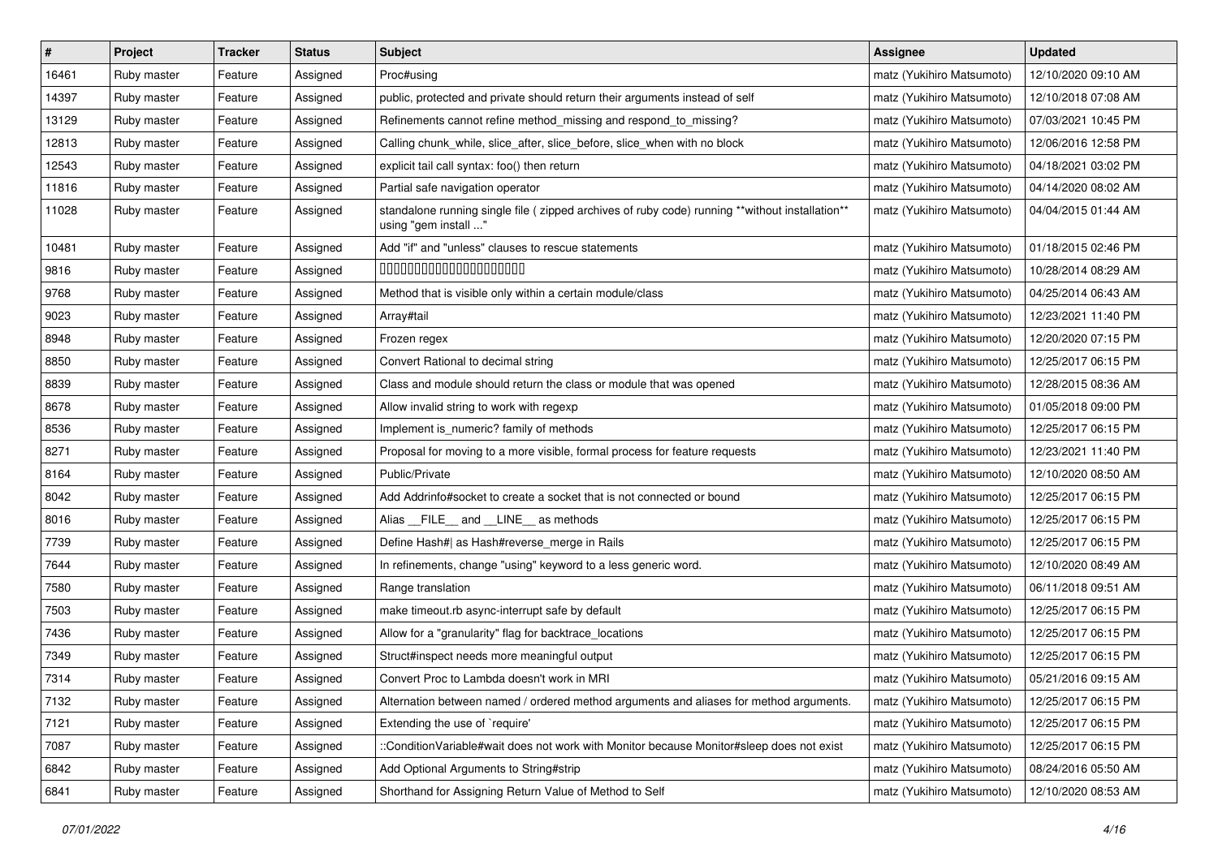| # | Project | Tracker | Status | Subject | Assignee | Updated |
|---|---|---|---|---|---|---|
| 16461 | Ruby master | Feature | Assigned | Proc#using | matz (Yukihiro Matsumoto) | 12/10/2020 09:10 AM |
| 14397 | Ruby master | Feature | Assigned | public, protected and private should return their arguments instead of self | matz (Yukihiro Matsumoto) | 12/10/2018 07:08 AM |
| 13129 | Ruby master | Feature | Assigned | Refinements cannot refine method_missing and respond_to_missing? | matz (Yukihiro Matsumoto) | 07/03/2021 10:45 PM |
| 12813 | Ruby master | Feature | Assigned | Calling chunk_while, slice_after, slice_before, slice_when with no block | matz (Yukihiro Matsumoto) | 12/06/2016 12:58 PM |
| 12543 | Ruby master | Feature | Assigned | explicit tail call syntax: foo() then return | matz (Yukihiro Matsumoto) | 04/18/2021 03:02 PM |
| 11816 | Ruby master | Feature | Assigned | Partial safe navigation operator | matz (Yukihiro Matsumoto) | 04/14/2020 08:02 AM |
| 11028 | Ruby master | Feature | Assigned | standalone running single file ( zipped archives of ruby code) running **without installation** using "gem install ..." | matz (Yukihiro Matsumoto) | 04/04/2015 01:44 AM |
| 10481 | Ruby master | Feature | Assigned | Add "if" and "unless" clauses to rescue statements | matz (Yukihiro Matsumoto) | 01/18/2015 02:46 PM |
| 9816 | Ruby master | Feature | Assigned | 0000000000000000000000 | matz (Yukihiro Matsumoto) | 10/28/2014 08:29 AM |
| 9768 | Ruby master | Feature | Assigned | Method that is visible only within a certain module/class | matz (Yukihiro Matsumoto) | 04/25/2014 06:43 AM |
| 9023 | Ruby master | Feature | Assigned | Array#tail | matz (Yukihiro Matsumoto) | 12/23/2021 11:40 PM |
| 8948 | Ruby master | Feature | Assigned | Frozen regex | matz (Yukihiro Matsumoto) | 12/20/2020 07:15 PM |
| 8850 | Ruby master | Feature | Assigned | Convert Rational to decimal string | matz (Yukihiro Matsumoto) | 12/25/2017 06:15 PM |
| 8839 | Ruby master | Feature | Assigned | Class and module should return the class or module that was opened | matz (Yukihiro Matsumoto) | 12/28/2015 08:36 AM |
| 8678 | Ruby master | Feature | Assigned | Allow invalid string to work with regexp | matz (Yukihiro Matsumoto) | 01/05/2018 09:00 PM |
| 8536 | Ruby master | Feature | Assigned | Implement is_numeric? family of methods | matz (Yukihiro Matsumoto) | 12/25/2017 06:15 PM |
| 8271 | Ruby master | Feature | Assigned | Proposal for moving to a more visible, formal process for feature requests | matz (Yukihiro Matsumoto) | 12/23/2021 11:40 PM |
| 8164 | Ruby master | Feature | Assigned | Public/Private | matz (Yukihiro Matsumoto) | 12/10/2020 08:50 AM |
| 8042 | Ruby master | Feature | Assigned | Add Addrinfo#socket to create a socket that is not connected or bound | matz (Yukihiro Matsumoto) | 12/25/2017 06:15 PM |
| 8016 | Ruby master | Feature | Assigned | Alias __FILE__ and __LINE__ as methods | matz (Yukihiro Matsumoto) | 12/25/2017 06:15 PM |
| 7739 | Ruby master | Feature | Assigned | Define Hash#\| as Hash#reverse_merge in Rails | matz (Yukihiro Matsumoto) | 12/25/2017 06:15 PM |
| 7644 | Ruby master | Feature | Assigned | In refinements, change "using" keyword to a less generic word. | matz (Yukihiro Matsumoto) | 12/10/2020 08:49 AM |
| 7580 | Ruby master | Feature | Assigned | Range translation | matz (Yukihiro Matsumoto) | 06/11/2018 09:51 AM |
| 7503 | Ruby master | Feature | Assigned | make timeout.rb async-interrupt safe by default | matz (Yukihiro Matsumoto) | 12/25/2017 06:15 PM |
| 7436 | Ruby master | Feature | Assigned | Allow for a "granularity" flag for backtrace_locations | matz (Yukihiro Matsumoto) | 12/25/2017 06:15 PM |
| 7349 | Ruby master | Feature | Assigned | Struct#inspect needs more meaningful output | matz (Yukihiro Matsumoto) | 12/25/2017 06:15 PM |
| 7314 | Ruby master | Feature | Assigned | Convert Proc to Lambda doesn't work in MRI | matz (Yukihiro Matsumoto) | 05/21/2016 09:15 AM |
| 7132 | Ruby master | Feature | Assigned | Alternation between named / ordered method arguments and aliases for method arguments. | matz (Yukihiro Matsumoto) | 12/25/2017 06:15 PM |
| 7121 | Ruby master | Feature | Assigned | Extending the use of `require' | matz (Yukihiro Matsumoto) | 12/25/2017 06:15 PM |
| 7087 | Ruby master | Feature | Assigned | ::ConditionVariable#wait does not work with Monitor because Monitor#sleep does not exist | matz (Yukihiro Matsumoto) | 12/25/2017 06:15 PM |
| 6842 | Ruby master | Feature | Assigned | Add Optional Arguments to String#strip | matz (Yukihiro Matsumoto) | 08/24/2016 05:50 AM |
| 6841 | Ruby master | Feature | Assigned | Shorthand for Assigning Return Value of Method to Self | matz (Yukihiro Matsumoto) | 12/10/2020 08:53 AM |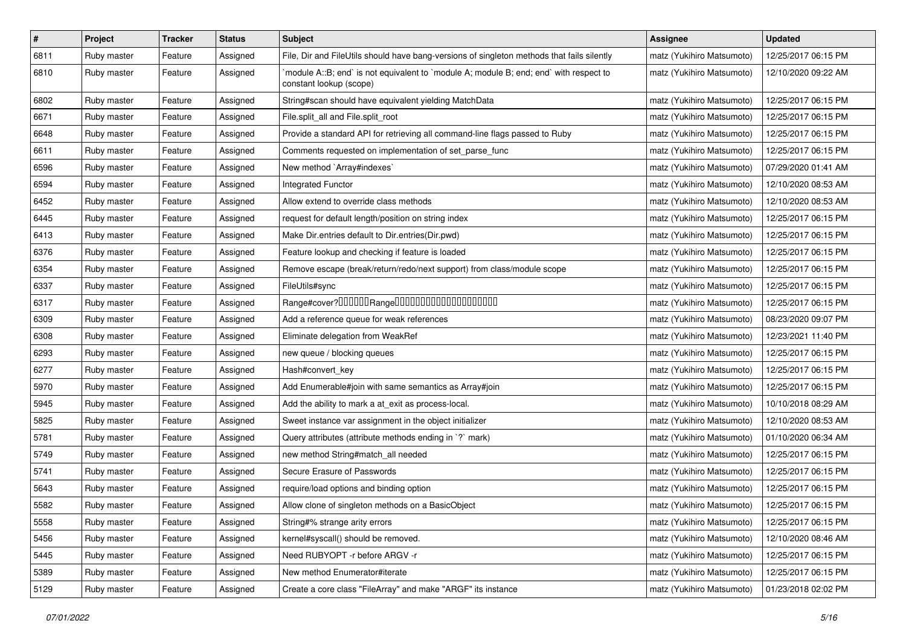| # | Project | Tracker | Status | Subject | Assignee | Updated |
|---|---|---|---|---|---|---|
| 6811 | Ruby master | Feature | Assigned | File, Dir and FileUtils should have bang-versions of singleton methods that fails silently | matz (Yukihiro Matsumoto) | 12/25/2017 06:15 PM |
| 6810 | Ruby master | Feature | Assigned | `module A::B; end` is not equivalent to `module A; module B; end; end` with respect to constant lookup (scope) | matz (Yukihiro Matsumoto) | 12/10/2020 09:22 AM |
| 6802 | Ruby master | Feature | Assigned | String#scan should have equivalent yielding MatchData | matz (Yukihiro Matsumoto) | 12/25/2017 06:15 PM |
| 6671 | Ruby master | Feature | Assigned | File.split_all and File.split_root | matz (Yukihiro Matsumoto) | 12/25/2017 06:15 PM |
| 6648 | Ruby master | Feature | Assigned | Provide a standard API for retrieving all command-line flags passed to Ruby | matz (Yukihiro Matsumoto) | 12/25/2017 06:15 PM |
| 6611 | Ruby master | Feature | Assigned | Comments requested on implementation of set_parse_func | matz (Yukihiro Matsumoto) | 12/25/2017 06:15 PM |
| 6596 | Ruby master | Feature | Assigned | New method `Array#indexes` | matz (Yukihiro Matsumoto) | 07/29/2020 01:41 AM |
| 6594 | Ruby master | Feature | Assigned | Integrated Functor | matz (Yukihiro Matsumoto) | 12/10/2020 08:53 AM |
| 6452 | Ruby master | Feature | Assigned | Allow extend to override class methods | matz (Yukihiro Matsumoto) | 12/10/2020 08:53 AM |
| 6445 | Ruby master | Feature | Assigned | request for default length/position on string index | matz (Yukihiro Matsumoto) | 12/25/2017 06:15 PM |
| 6413 | Ruby master | Feature | Assigned | Make Dir.entries default to Dir.entries(Dir.pwd) | matz (Yukihiro Matsumoto) | 12/25/2017 06:15 PM |
| 6376 | Ruby master | Feature | Assigned | Feature lookup and checking if feature is loaded | matz (Yukihiro Matsumoto) | 12/25/2017 06:15 PM |
| 6354 | Ruby master | Feature | Assigned | Remove escape (break/return/redo/next support) from class/module scope | matz (Yukihiro Matsumoto) | 12/25/2017 06:15 PM |
| 6337 | Ruby master | Feature | Assigned | FileUtils#sync | matz (Yukihiro Matsumoto) | 12/25/2017 06:15 PM |
| 6317 | Ruby master | Feature | Assigned | Range#cover?󠀠󠀠󠀠󠀠󠀠󠀠Range󠀠󠀠󠀠󠀠󠀠󠀠󠀠󠀠󠀠󠀠󠀠󠀠󠀠󠀠󠀠󠀠󠀠󠀠󠀠󠀠 | matz (Yukihiro Matsumoto) | 12/25/2017 06:15 PM |
| 6309 | Ruby master | Feature | Assigned | Add a reference queue for weak references | matz (Yukihiro Matsumoto) | 08/23/2020 09:07 PM |
| 6308 | Ruby master | Feature | Assigned | Eliminate delegation from WeakRef | matz (Yukihiro Matsumoto) | 12/23/2021 11:40 PM |
| 6293 | Ruby master | Feature | Assigned | new queue / blocking queues | matz (Yukihiro Matsumoto) | 12/25/2017 06:15 PM |
| 6277 | Ruby master | Feature | Assigned | Hash#convert_key | matz (Yukihiro Matsumoto) | 12/25/2017 06:15 PM |
| 5970 | Ruby master | Feature | Assigned | Add Enumerable#join with same semantics as Array#join | matz (Yukihiro Matsumoto) | 12/25/2017 06:15 PM |
| 5945 | Ruby master | Feature | Assigned | Add the ability to mark a at_exit as process-local. | matz (Yukihiro Matsumoto) | 10/10/2018 08:29 AM |
| 5825 | Ruby master | Feature | Assigned | Sweet instance var assignment in the object initializer | matz (Yukihiro Matsumoto) | 12/10/2020 08:53 AM |
| 5781 | Ruby master | Feature | Assigned | Query attributes (attribute methods ending in `?` mark) | matz (Yukihiro Matsumoto) | 01/10/2020 06:34 AM |
| 5749 | Ruby master | Feature | Assigned | new method String#match_all needed | matz (Yukihiro Matsumoto) | 12/25/2017 06:15 PM |
| 5741 | Ruby master | Feature | Assigned | Secure Erasure of Passwords | matz (Yukihiro Matsumoto) | 12/25/2017 06:15 PM |
| 5643 | Ruby master | Feature | Assigned | require/load options and binding option | matz (Yukihiro Matsumoto) | 12/25/2017 06:15 PM |
| 5582 | Ruby master | Feature | Assigned | Allow clone of singleton methods on a BasicObject | matz (Yukihiro Matsumoto) | 12/25/2017 06:15 PM |
| 5558 | Ruby master | Feature | Assigned | String#% strange arity errors | matz (Yukihiro Matsumoto) | 12/25/2017 06:15 PM |
| 5456 | Ruby master | Feature | Assigned | kernel#syscall() should be removed. | matz (Yukihiro Matsumoto) | 12/10/2020 08:46 AM |
| 5445 | Ruby master | Feature | Assigned | Need RUBYOPT -r before ARGV -r | matz (Yukihiro Matsumoto) | 12/25/2017 06:15 PM |
| 5389 | Ruby master | Feature | Assigned | New method Enumerator#iterate | matz (Yukihiro Matsumoto) | 12/25/2017 06:15 PM |
| 5129 | Ruby master | Feature | Assigned | Create a core class "FileArray" and make "ARGF" its instance | matz (Yukihiro Matsumoto) | 01/23/2018 02:02 PM |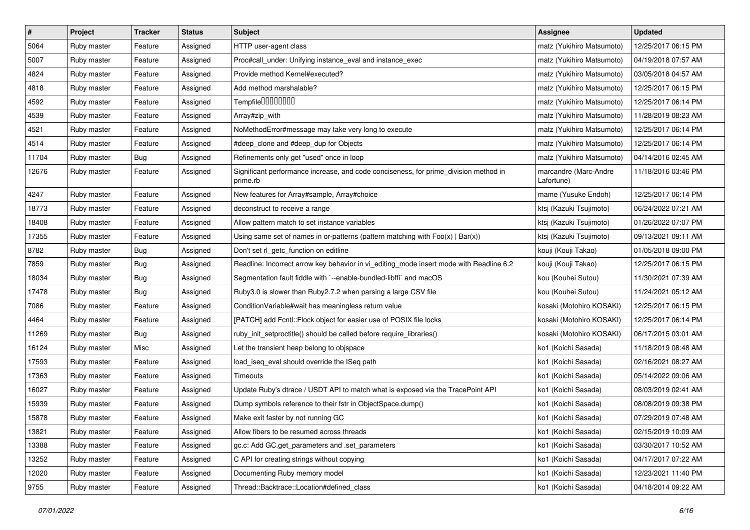| # | Project | Tracker | Status | Subject | Assignee | Updated |
|---|---|---|---|---|---|---|
| 5064 | Ruby master | Feature | Assigned | HTTP user-agent class | matz (Yukihiro Matsumoto) | 12/25/2017 06:15 PM |
| 5007 | Ruby master | Feature | Assigned | Proc#call_under: Unifying instance_eval and instance_exec | matz (Yukihiro Matsumoto) | 04/19/2018 07:57 AM |
| 4824 | Ruby master | Feature | Assigned | Provide method Kernel#executed? | matz (Yukihiro Matsumoto) | 03/05/2018 04:57 AM |
| 4818 | Ruby master | Feature | Assigned | Add method marshalable? | matz (Yukihiro Matsumoto) | 12/25/2017 06:15 PM |
| 4592 | Ruby master | Feature | Assigned | Tempfile���������� | matz (Yukihiro Matsumoto) | 12/25/2017 06:14 PM |
| 4539 | Ruby master | Feature | Assigned | Array#zip_with | matz (Yukihiro Matsumoto) | 11/28/2019 08:23 AM |
| 4521 | Ruby master | Feature | Assigned | NoMethodError#message may take very long to execute | matz (Yukihiro Matsumoto) | 12/25/2017 06:14 PM |
| 4514 | Ruby master | Feature | Assigned | #deep_clone and #deep_dup for Objects | matz (Yukihiro Matsumoto) | 12/25/2017 06:14 PM |
| 11704 | Ruby master | Bug | Assigned | Refinements only get "used" once in loop | matz (Yukihiro Matsumoto) | 04/14/2016 02:45 AM |
| 12676 | Ruby master | Feature | Assigned | Significant performance increase, and code conciseness, for prime_division method in prime.rb | marcandre (Marc-Andre Lafortune) | 11/18/2016 03:46 PM |
| 4247 | Ruby master | Feature | Assigned | New features for Array#sample, Array#choice | mame (Yusuke Endoh) | 12/25/2017 06:14 PM |
| 18773 | Ruby master | Feature | Assigned | deconstruct to receive a range | ktsj (Kazuki Tsujimoto) | 06/24/2022 07:21 AM |
| 18408 | Ruby master | Feature | Assigned | Allow pattern match to set instance variables | ktsj (Kazuki Tsujimoto) | 01/26/2022 07:07 PM |
| 17355 | Ruby master | Feature | Assigned | Using same set of names in or-patterns (pattern matching with Foo(x) \| Bar(x)) | ktsj (Kazuki Tsujimoto) | 09/13/2021 09:11 AM |
| 8782 | Ruby master | Bug | Assigned | Don't set rl_getc_function on editline | kouji (Kouji Takao) | 01/05/2018 09:00 PM |
| 7859 | Ruby master | Bug | Assigned | Readline: Incorrect arrow key behavior in vi_editing_mode insert mode with Readline 6.2 | kouji (Kouji Takao) | 12/25/2017 06:15 PM |
| 18034 | Ruby master | Bug | Assigned | Segmentation fault fiddle with `--enable-bundled-libffi` and macOS | kou (Kouhei Sutou) | 11/30/2021 07:39 AM |
| 17478 | Ruby master | Bug | Assigned | Ruby3.0 is slower than Ruby2.7.2 when parsing a large CSV file | kou (Kouhei Sutou) | 11/24/2021 05:12 AM |
| 7086 | Ruby master | Feature | Assigned | ConditionVariable#wait has meaningless return value | kosaki (Motohiro KOSAKI) | 12/25/2017 06:15 PM |
| 4464 | Ruby master | Feature | Assigned | [PATCH] add Fcntl::Flock object for easier use of POSIX file locks | kosaki (Motohiro KOSAKI) | 12/25/2017 06:14 PM |
| 11269 | Ruby master | Bug | Assigned | ruby_init_setproctitle() should be called before require_libraries() | kosaki (Motohiro KOSAKI) | 06/17/2015 03:01 AM |
| 16124 | Ruby master | Misc | Assigned | Let the transient heap belong to objspace | ko1 (Koichi Sasada) | 11/18/2019 08:48 AM |
| 17593 | Ruby master | Feature | Assigned | load_iseq_eval should override the ISeq path | ko1 (Koichi Sasada) | 02/16/2021 08:27 AM |
| 17363 | Ruby master | Feature | Assigned | Timeouts | ko1 (Koichi Sasada) | 05/14/2022 09:06 AM |
| 16027 | Ruby master | Feature | Assigned | Update Ruby's dtrace / USDT API to match what is exposed via the TracePoint API | ko1 (Koichi Sasada) | 08/03/2019 02:41 AM |
| 15939 | Ruby master | Feature | Assigned | Dump symbols reference to their fstr in ObjectSpace.dump() | ko1 (Koichi Sasada) | 08/08/2019 09:38 PM |
| 15878 | Ruby master | Feature | Assigned | Make exit faster by not running GC | ko1 (Koichi Sasada) | 07/29/2019 07:48 AM |
| 13821 | Ruby master | Feature | Assigned | Allow fibers to be resumed across threads | ko1 (Koichi Sasada) | 02/15/2019 10:09 AM |
| 13388 | Ruby master | Feature | Assigned | gc.c: Add GC.get_parameters and .set_parameters | ko1 (Koichi Sasada) | 03/30/2017 10:52 AM |
| 13252 | Ruby master | Feature | Assigned | C API for creating strings without copying | ko1 (Koichi Sasada) | 04/17/2017 07:22 AM |
| 12020 | Ruby master | Feature | Assigned | Documenting Ruby memory model | ko1 (Koichi Sasada) | 12/23/2021 11:40 PM |
| 9755 | Ruby master | Feature | Assigned | Thread::Backtrace::Location#defined_class | ko1 (Koichi Sasada) | 04/18/2014 09:22 AM |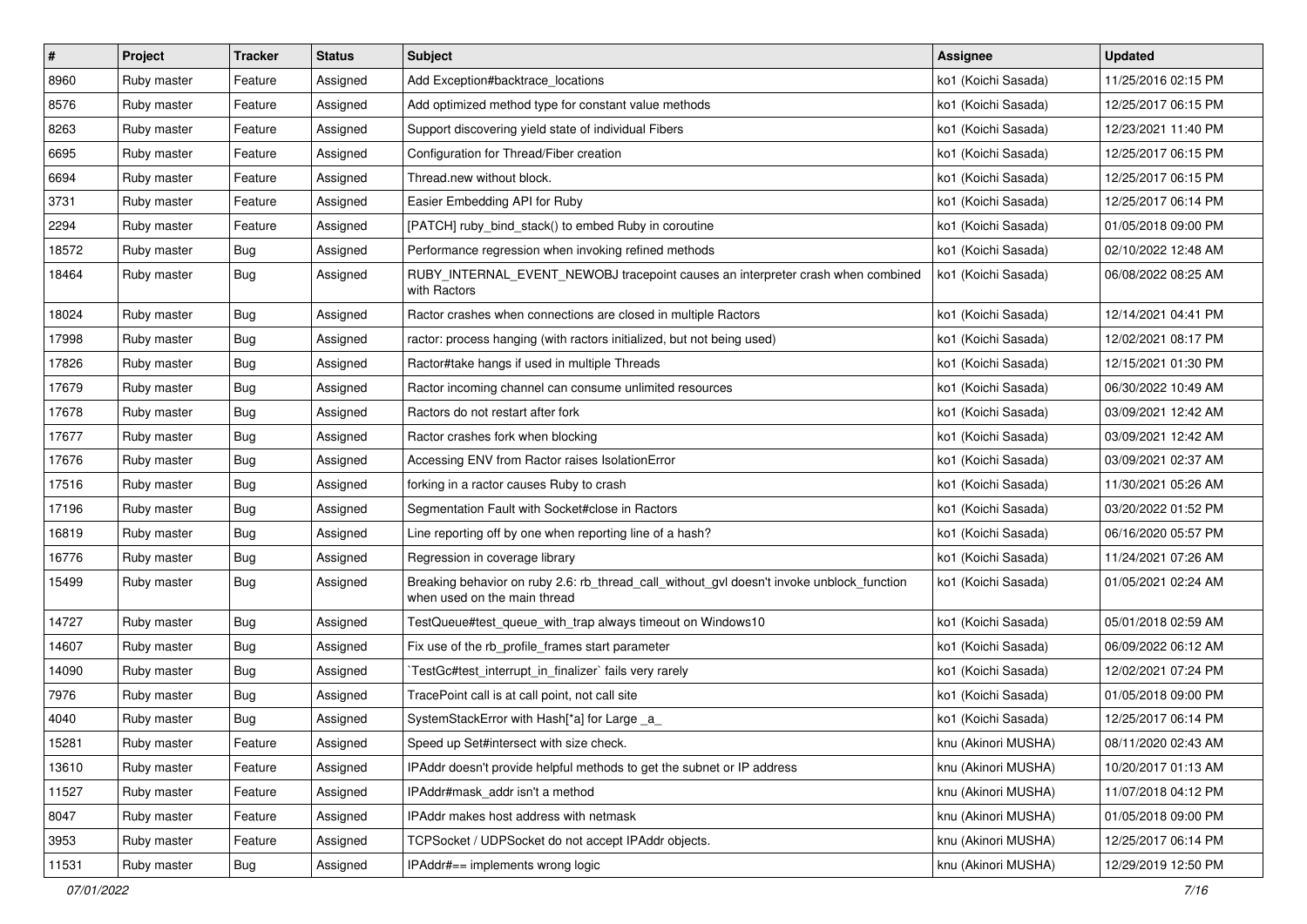| # | Project | Tracker | Status | Subject | Assignee | Updated |
|---|---|---|---|---|---|---|
| 8960 | Ruby master | Feature | Assigned | Add Exception#backtrace_locations | ko1 (Koichi Sasada) | 11/25/2016 02:15 PM |
| 8576 | Ruby master | Feature | Assigned | Add optimized method type for constant value methods | ko1 (Koichi Sasada) | 12/25/2017 06:15 PM |
| 8263 | Ruby master | Feature | Assigned | Support discovering yield state of individual Fibers | ko1 (Koichi Sasada) | 12/23/2021 11:40 PM |
| 6695 | Ruby master | Feature | Assigned | Configuration for Thread/Fiber creation | ko1 (Koichi Sasada) | 12/25/2017 06:15 PM |
| 6694 | Ruby master | Feature | Assigned | Thread.new without block. | ko1 (Koichi Sasada) | 12/25/2017 06:15 PM |
| 3731 | Ruby master | Feature | Assigned | Easier Embedding API for Ruby | ko1 (Koichi Sasada) | 12/25/2017 06:14 PM |
| 2294 | Ruby master | Feature | Assigned | [PATCH] ruby_bind_stack() to embed Ruby in coroutine | ko1 (Koichi Sasada) | 01/05/2018 09:00 PM |
| 18572 | Ruby master | Bug | Assigned | Performance regression when invoking refined methods | ko1 (Koichi Sasada) | 02/10/2022 12:48 AM |
| 18464 | Ruby master | Bug | Assigned | RUBY_INTERNAL_EVENT_NEWOBJ tracepoint causes an interpreter crash when combined with Ractors | ko1 (Koichi Sasada) | 06/08/2022 08:25 AM |
| 18024 | Ruby master | Bug | Assigned | Ractor crashes when connections are closed in multiple Ractors | ko1 (Koichi Sasada) | 12/14/2021 04:41 PM |
| 17998 | Ruby master | Bug | Assigned | ractor: process hanging (with ractors initialized, but not being used) | ko1 (Koichi Sasada) | 12/02/2021 08:17 PM |
| 17826 | Ruby master | Bug | Assigned | Ractor#take hangs if used in multiple Threads | ko1 (Koichi Sasada) | 12/15/2021 01:30 PM |
| 17679 | Ruby master | Bug | Assigned | Ractor incoming channel can consume unlimited resources | ko1 (Koichi Sasada) | 06/30/2022 10:49 AM |
| 17678 | Ruby master | Bug | Assigned | Ractors do not restart after fork | ko1 (Koichi Sasada) | 03/09/2021 12:42 AM |
| 17677 | Ruby master | Bug | Assigned | Ractor crashes fork when blocking | ko1 (Koichi Sasada) | 03/09/2021 12:42 AM |
| 17676 | Ruby master | Bug | Assigned | Accessing ENV from Ractor raises IsolationError | ko1 (Koichi Sasada) | 03/09/2021 02:37 AM |
| 17516 | Ruby master | Bug | Assigned | forking in a ractor causes Ruby to crash | ko1 (Koichi Sasada) | 11/30/2021 05:26 AM |
| 17196 | Ruby master | Bug | Assigned | Segmentation Fault with Socket#close in Ractors | ko1 (Koichi Sasada) | 03/20/2022 01:52 PM |
| 16819 | Ruby master | Bug | Assigned | Line reporting off by one when reporting line of a hash? | ko1 (Koichi Sasada) | 06/16/2020 05:57 PM |
| 16776 | Ruby master | Bug | Assigned | Regression in coverage library | ko1 (Koichi Sasada) | 11/24/2021 07:26 AM |
| 15499 | Ruby master | Bug | Assigned | Breaking behavior on ruby 2.6: rb_thread_call_without_gvl doesn't invoke unblock_function when used on the main thread | ko1 (Koichi Sasada) | 01/05/2021 02:24 AM |
| 14727 | Ruby master | Bug | Assigned | TestQueue#test_queue_with_trap always timeout on Windows10 | ko1 (Koichi Sasada) | 05/01/2018 02:59 AM |
| 14607 | Ruby master | Bug | Assigned | Fix use of the rb_profile_frames start parameter | ko1 (Koichi Sasada) | 06/09/2022 06:12 AM |
| 14090 | Ruby master | Bug | Assigned | `TestGc#test_interrupt_in_finalizer` fails very rarely | ko1 (Koichi Sasada) | 12/02/2021 07:24 PM |
| 7976 | Ruby master | Bug | Assigned | TracePoint call is at call point, not call site | ko1 (Koichi Sasada) | 01/05/2018 09:00 PM |
| 4040 | Ruby master | Bug | Assigned | SystemStackError with Hash[*a] for Large _a_ | ko1 (Koichi Sasada) | 12/25/2017 06:14 PM |
| 15281 | Ruby master | Feature | Assigned | Speed up Set#intersect with size check. | knu (Akinori MUSHA) | 08/11/2020 02:43 AM |
| 13610 | Ruby master | Feature | Assigned | IPAddr doesn't provide helpful methods to get the subnet or IP address | knu (Akinori MUSHA) | 10/20/2017 01:13 AM |
| 11527 | Ruby master | Feature | Assigned | IPAddr#mask_addr isn't a method | knu (Akinori MUSHA) | 11/07/2018 04:12 PM |
| 8047 | Ruby master | Feature | Assigned | IPAddr makes host address with netmask | knu (Akinori MUSHA) | 01/05/2018 09:00 PM |
| 3953 | Ruby master | Feature | Assigned | TCPSocket / UDPSocket do not accept IPAddr objects. | knu (Akinori MUSHA) | 12/25/2017 06:14 PM |
| 11531 | Ruby master | Bug | Assigned | IPAddr#== implements wrong logic | knu (Akinori MUSHA) | 12/29/2019 12:50 PM |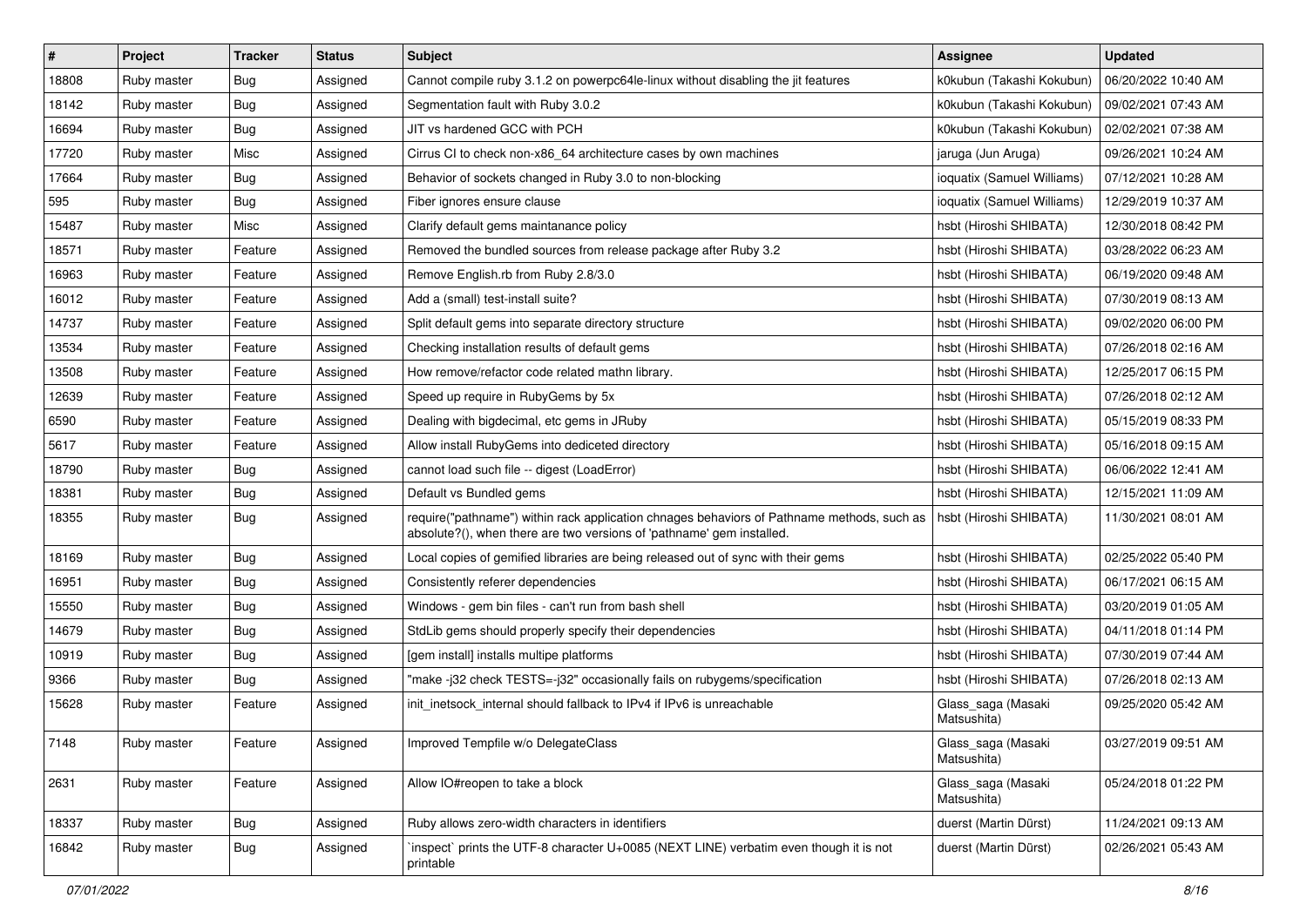| # | Project | Tracker | Status | Subject | Assignee | Updated |
|---|---|---|---|---|---|---|
| 18808 | Ruby master | Bug | Assigned | Cannot compile ruby 3.1.2 on powerpc64le-linux without disabling the jit features | k0kubun (Takashi Kokubun) | 06/20/2022 10:40 AM |
| 18142 | Ruby master | Bug | Assigned | Segmentation fault with Ruby 3.0.2 | k0kubun (Takashi Kokubun) | 09/02/2021 07:43 AM |
| 16694 | Ruby master | Bug | Assigned | JIT vs hardened GCC with PCH | k0kubun (Takashi Kokubun) | 02/02/2021 07:38 AM |
| 17720 | Ruby master | Misc | Assigned | Cirrus CI to check non-x86_64 architecture cases by own machines | jaruga (Jun Aruga) | 09/26/2021 10:24 AM |
| 17664 | Ruby master | Bug | Assigned | Behavior of sockets changed in Ruby 3.0 to non-blocking | ioquatix (Samuel Williams) | 07/12/2021 10:28 AM |
| 595 | Ruby master | Bug | Assigned | Fiber ignores ensure clause | ioquatix (Samuel Williams) | 12/29/2019 10:37 AM |
| 15487 | Ruby master | Misc | Assigned | Clarify default gems maintanance policy | hsbt (Hiroshi SHIBATA) | 12/30/2018 08:42 PM |
| 18571 | Ruby master | Feature | Assigned | Removed the bundled sources from release package after Ruby 3.2 | hsbt (Hiroshi SHIBATA) | 03/28/2022 06:23 AM |
| 16963 | Ruby master | Feature | Assigned | Remove English.rb from Ruby 2.8/3.0 | hsbt (Hiroshi SHIBATA) | 06/19/2020 09:48 AM |
| 16012 | Ruby master | Feature | Assigned | Add a (small) test-install suite? | hsbt (Hiroshi SHIBATA) | 07/30/2019 08:13 AM |
| 14737 | Ruby master | Feature | Assigned | Split default gems into separate directory structure | hsbt (Hiroshi SHIBATA) | 09/02/2020 06:00 PM |
| 13534 | Ruby master | Feature | Assigned | Checking installation results of default gems | hsbt (Hiroshi SHIBATA) | 07/26/2018 02:16 AM |
| 13508 | Ruby master | Feature | Assigned | How remove/refactor code related mathn library. | hsbt (Hiroshi SHIBATA) | 12/25/2017 06:15 PM |
| 12639 | Ruby master | Feature | Assigned | Speed up require in RubyGems by 5x | hsbt (Hiroshi SHIBATA) | 07/26/2018 02:12 AM |
| 6590 | Ruby master | Feature | Assigned | Dealing with bigdecimal, etc gems in JRuby | hsbt (Hiroshi SHIBATA) | 05/15/2019 08:33 PM |
| 5617 | Ruby master | Feature | Assigned | Allow install RubyGems into dediceted directory | hsbt (Hiroshi SHIBATA) | 05/16/2018 09:15 AM |
| 18790 | Ruby master | Bug | Assigned | cannot load such file -- digest (LoadError) | hsbt (Hiroshi SHIBATA) | 06/06/2022 12:41 AM |
| 18381 | Ruby master | Bug | Assigned | Default vs Bundled gems | hsbt (Hiroshi SHIBATA) | 12/15/2021 11:09 AM |
| 18355 | Ruby master | Bug | Assigned | require("pathname") within rack application chnages behaviors of Pathname methods, such as absolute?(), when there are two versions of 'pathname' gem installed. | hsbt (Hiroshi SHIBATA) | 11/30/2021 08:01 AM |
| 18169 | Ruby master | Bug | Assigned | Local copies of gemified libraries are being released out of sync with their gems | hsbt (Hiroshi SHIBATA) | 02/25/2022 05:40 PM |
| 16951 | Ruby master | Bug | Assigned | Consistently referer dependencies | hsbt (Hiroshi SHIBATA) | 06/17/2021 06:15 AM |
| 15550 | Ruby master | Bug | Assigned | Windows - gem bin files - can't run from bash shell | hsbt (Hiroshi SHIBATA) | 03/20/2019 01:05 AM |
| 14679 | Ruby master | Bug | Assigned | StdLib gems should properly specify their dependencies | hsbt (Hiroshi SHIBATA) | 04/11/2018 01:14 PM |
| 10919 | Ruby master | Bug | Assigned | [gem install] installs multipe platforms | hsbt (Hiroshi SHIBATA) | 07/30/2019 07:44 AM |
| 9366 | Ruby master | Bug | Assigned | "make -j32 check TESTS=-j32" occasionally fails on rubygems/specification | hsbt (Hiroshi SHIBATA) | 07/26/2018 02:13 AM |
| 15628 | Ruby master | Feature | Assigned | init_inetsock_internal should fallback to IPv4 if IPv6 is unreachable | Glass_saga (Masaki Matsushita) | 09/25/2020 05:42 AM |
| 7148 | Ruby master | Feature | Assigned | Improved Tempfile w/o DelegateClass | Glass_saga (Masaki Matsushita) | 03/27/2019 09:51 AM |
| 2631 | Ruby master | Feature | Assigned | Allow IO#reopen to take a block | Glass_saga (Masaki Matsushita) | 05/24/2018 01:22 PM |
| 18337 | Ruby master | Bug | Assigned | Ruby allows zero-width characters in identifiers | duerst (Martin Dürst) | 11/24/2021 09:13 AM |
| 16842 | Ruby master | Bug | Assigned | `inspect` prints the UTF-8 character U+0085 (NEXT LINE) verbatim even though it is not printable | duerst (Martin Dürst) | 02/26/2021 05:43 AM |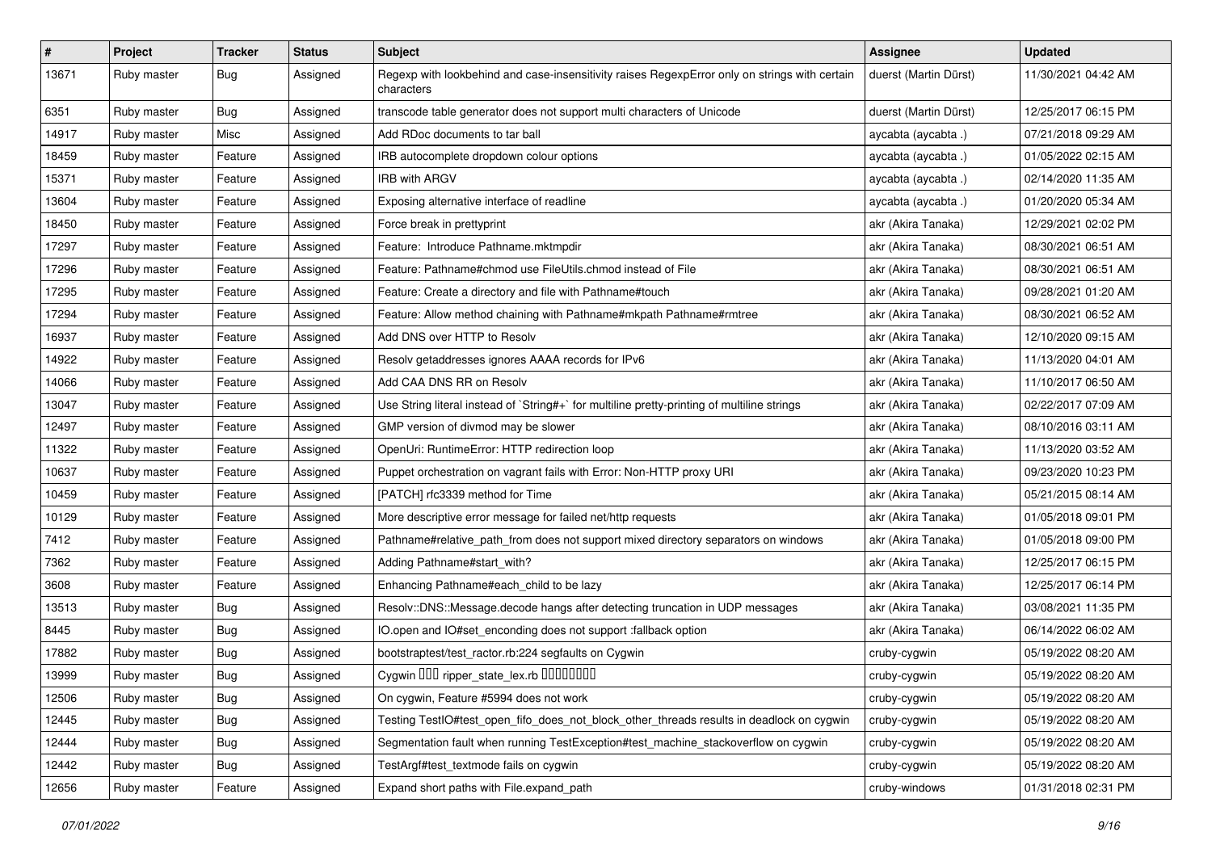| # | Project | Tracker | Status | Subject | Assignee | Updated |
|---|---|---|---|---|---|---|
| 13671 | Ruby master | Bug | Assigned | Regexp with lookbehind and case-insensitivity raises RegexpError only on strings with certain characters | duerst (Martin Dürst) | 11/30/2021 04:42 AM |
| 6351 | Ruby master | Bug | Assigned | transcode table generator does not support multi characters of Unicode | duerst (Martin Dürst) | 12/25/2017 06:15 PM |
| 14917 | Ruby master | Misc | Assigned | Add RDoc documents to tar ball | aycabta (aycabta .) | 07/21/2018 09:29 AM |
| 18459 | Ruby master | Feature | Assigned | IRB autocomplete dropdown colour options | aycabta (aycabta .) | 01/05/2022 02:15 AM |
| 15371 | Ruby master | Feature | Assigned | IRB with ARGV | aycabta (aycabta .) | 02/14/2020 11:35 AM |
| 13604 | Ruby master | Feature | Assigned | Exposing alternative interface of readline | aycabta (aycabta .) | 01/20/2020 05:34 AM |
| 18450 | Ruby master | Feature | Assigned | Force break in prettyprint | akr (Akira Tanaka) | 12/29/2021 02:02 PM |
| 17297 | Ruby master | Feature | Assigned | Feature:  Introduce Pathname.mktmpdir | akr (Akira Tanaka) | 08/30/2021 06:51 AM |
| 17296 | Ruby master | Feature | Assigned | Feature: Pathname#chmod use FileUtils.chmod instead of File | akr (Akira Tanaka) | 08/30/2021 06:51 AM |
| 17295 | Ruby master | Feature | Assigned | Feature: Create a directory and file with Pathname#touch | akr (Akira Tanaka) | 09/28/2021 01:20 AM |
| 17294 | Ruby master | Feature | Assigned | Feature: Allow method chaining with Pathname#mkpath Pathname#rmtree | akr (Akira Tanaka) | 08/30/2021 06:52 AM |
| 16937 | Ruby master | Feature | Assigned | Add DNS over HTTP to Resolv | akr (Akira Tanaka) | 12/10/2020 09:15 AM |
| 14922 | Ruby master | Feature | Assigned | Resolv getaddresses ignores AAAA records for IPv6 | akr (Akira Tanaka) | 11/13/2020 04:01 AM |
| 14066 | Ruby master | Feature | Assigned | Add CAA DNS RR on Resolv | akr (Akira Tanaka) | 11/10/2017 06:50 AM |
| 13047 | Ruby master | Feature | Assigned | Use String literal instead of `String#+` for multiline pretty-printing of multiline strings | akr (Akira Tanaka) | 02/22/2017 07:09 AM |
| 12497 | Ruby master | Feature | Assigned | GMP version of divmod may be slower | akr (Akira Tanaka) | 08/10/2016 03:11 AM |
| 11322 | Ruby master | Feature | Assigned | OpenUri: RuntimeError: HTTP redirection loop | akr (Akira Tanaka) | 11/13/2020 03:52 AM |
| 10637 | Ruby master | Feature | Assigned | Puppet orchestration on vagrant fails with Error: Non-HTTP proxy URI | akr (Akira Tanaka) | 09/23/2020 10:23 PM |
| 10459 | Ruby master | Feature | Assigned | [PATCH] rfc3339 method for Time | akr (Akira Tanaka) | 05/21/2015 08:14 AM |
| 10129 | Ruby master | Feature | Assigned | More descriptive error message for failed net/http requests | akr (Akira Tanaka) | 01/05/2018 09:01 PM |
| 7412 | Ruby master | Feature | Assigned | Pathname#relative_path_from does not support mixed directory separators on windows | akr (Akira Tanaka) | 01/05/2018 09:00 PM |
| 7362 | Ruby master | Feature | Assigned | Adding Pathname#start_with? | akr (Akira Tanaka) | 12/25/2017 06:15 PM |
| 3608 | Ruby master | Feature | Assigned | Enhancing Pathname#each_child to be lazy | akr (Akira Tanaka) | 12/25/2017 06:14 PM |
| 13513 | Ruby master | Bug | Assigned | Resolv::DNS::Message.decode hangs after detecting truncation in UDP messages | akr (Akira Tanaka) | 03/08/2021 11:35 PM |
| 8445 | Ruby master | Bug | Assigned | IO.open and IO#set_enconding does not support :fallback option | akr (Akira Tanaka) | 06/14/2022 06:02 AM |
| 17882 | Ruby master | Bug | Assigned | bootstraptest/test_ractor.rb:224 segfaults on Cygwin | cruby-cygwin | 05/19/2022 08:20 AM |
| 13999 | Ruby master | Bug | Assigned | Cygwin ��� ripper_state_lex.rb �������� | cruby-cygwin | 05/19/2022 08:20 AM |
| 12506 | Ruby master | Bug | Assigned | On cygwin, Feature #5994 does not work | cruby-cygwin | 05/19/2022 08:20 AM |
| 12445 | Ruby master | Bug | Assigned | Testing TestIO#test_open_fifo_does_not_block_other_threads results in deadlock on cygwin | cruby-cygwin | 05/19/2022 08:20 AM |
| 12444 | Ruby master | Bug | Assigned | Segmentation fault when running TestException#test_machine_stackoverflow on cygwin | cruby-cygwin | 05/19/2022 08:20 AM |
| 12442 | Ruby master | Bug | Assigned | TestArgf#test_textmode fails on cygwin | cruby-cygwin | 05/19/2022 08:20 AM |
| 12656 | Ruby master | Feature | Assigned | Expand short paths with File.expand_path | cruby-windows | 01/31/2018 02:31 PM |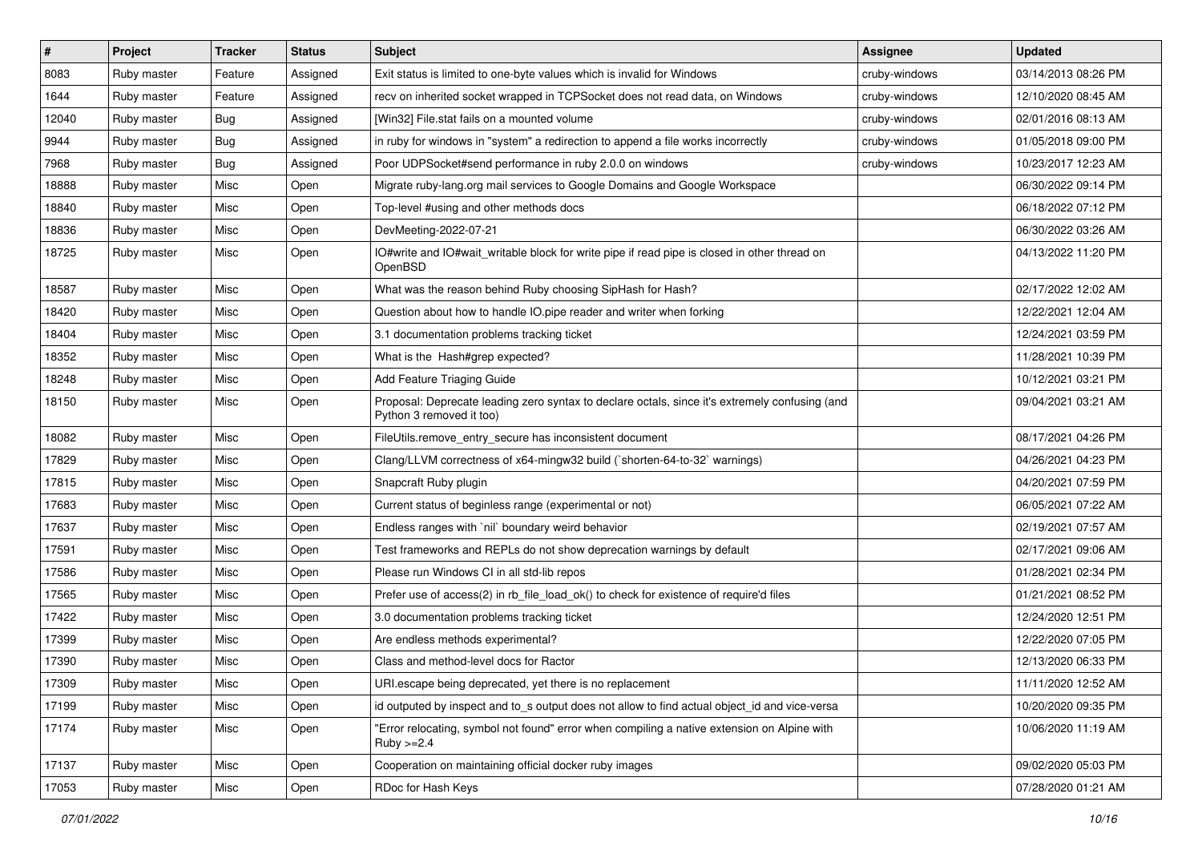| # | Project | Tracker | Status | Subject | Assignee | Updated |
|---|---|---|---|---|---|---|
| 8083 | Ruby master | Feature | Assigned | Exit status is limited to one-byte values which is invalid for Windows | cruby-windows | 03/14/2013 08:26 PM |
| 1644 | Ruby master | Feature | Assigned | recv on inherited socket wrapped in TCPSocket does not read data, on Windows | cruby-windows | 12/10/2020 08:45 AM |
| 12040 | Ruby master | Bug | Assigned | [Win32] File.stat fails on a mounted volume | cruby-windows | 02/01/2016 08:13 AM |
| 9944 | Ruby master | Bug | Assigned | in ruby for windows in "system" a redirection to append a file works incorrectly | cruby-windows | 01/05/2018 09:00 PM |
| 7968 | Ruby master | Bug | Assigned | Poor UDPSocket#send performance in ruby 2.0.0 on windows | cruby-windows | 10/23/2017 12:23 AM |
| 18888 | Ruby master | Misc | Open | Migrate ruby-lang.org mail services to Google Domains and Google Workspace | | 06/30/2022 09:14 PM |
| 18840 | Ruby master | Misc | Open | Top-level #using and other methods docs | | 06/18/2022 07:12 PM |
| 18836 | Ruby master | Misc | Open | DevMeeting-2022-07-21 | | 06/30/2022 03:26 AM |
| 18725 | Ruby master | Misc | Open | IO#write and IO#wait_writable block for write pipe if read pipe is closed in other thread on OpenBSD | | 04/13/2022 11:20 PM |
| 18587 | Ruby master | Misc | Open | What was the reason behind Ruby choosing SipHash for Hash? | | 02/17/2022 12:02 AM |
| 18420 | Ruby master | Misc | Open | Question about how to handle IO.pipe reader and writer when forking | | 12/22/2021 12:04 AM |
| 18404 | Ruby master | Misc | Open | 3.1 documentation problems tracking ticket | | 12/24/2021 03:59 PM |
| 18352 | Ruby master | Misc | Open | What is the Hash#grep expected? | | 11/28/2021 10:39 PM |
| 18248 | Ruby master | Misc | Open | Add Feature Triaging Guide | | 10/12/2021 03:21 PM |
| 18150 | Ruby master | Misc | Open | Proposal: Deprecate leading zero syntax to declare octals, since it's extremely confusing (and Python 3 removed it too) | | 09/04/2021 03:21 AM |
| 18082 | Ruby master | Misc | Open | FileUtils.remove_entry_secure has inconsistent document | | 08/17/2021 04:26 PM |
| 17829 | Ruby master | Misc | Open | Clang/LLVM correctness of x64-mingw32 build (`shorten-64-to-32` warnings) | | 04/26/2021 04:23 PM |
| 17815 | Ruby master | Misc | Open | Snapcraft Ruby plugin | | 04/20/2021 07:59 PM |
| 17683 | Ruby master | Misc | Open | Current status of beginless range (experimental or not) | | 06/05/2021 07:22 AM |
| 17637 | Ruby master | Misc | Open | Endless ranges with `nil` boundary weird behavior | | 02/19/2021 07:57 AM |
| 17591 | Ruby master | Misc | Open | Test frameworks and REPLs do not show deprecation warnings by default | | 02/17/2021 09:06 AM |
| 17586 | Ruby master | Misc | Open | Please run Windows CI in all std-lib repos | | 01/28/2021 02:34 PM |
| 17565 | Ruby master | Misc | Open | Prefer use of access(2) in rb_file_load_ok() to check for existence of require'd files | | 01/21/2021 08:52 PM |
| 17422 | Ruby master | Misc | Open | 3.0 documentation problems tracking ticket | | 12/24/2020 12:51 PM |
| 17399 | Ruby master | Misc | Open | Are endless methods experimental? | | 12/22/2020 07:05 PM |
| 17390 | Ruby master | Misc | Open | Class and method-level docs for Ractor | | 12/13/2020 06:33 PM |
| 17309 | Ruby master | Misc | Open | URI.escape being deprecated, yet there is no replacement | | 11/11/2020 12:52 AM |
| 17199 | Ruby master | Misc | Open | id outputed by inspect and to_s output does not allow to find actual object_id and vice-versa | | 10/20/2020 09:35 PM |
| 17174 | Ruby master | Misc | Open | "Error relocating, symbol not found" error when compiling a native extension on Alpine with Ruby >=2.4 | | 10/06/2020 11:19 AM |
| 17137 | Ruby master | Misc | Open | Cooperation on maintaining official docker ruby images | | 09/02/2020 05:03 PM |
| 17053 | Ruby master | Misc | Open | RDoc for Hash Keys | | 07/28/2020 01:21 AM |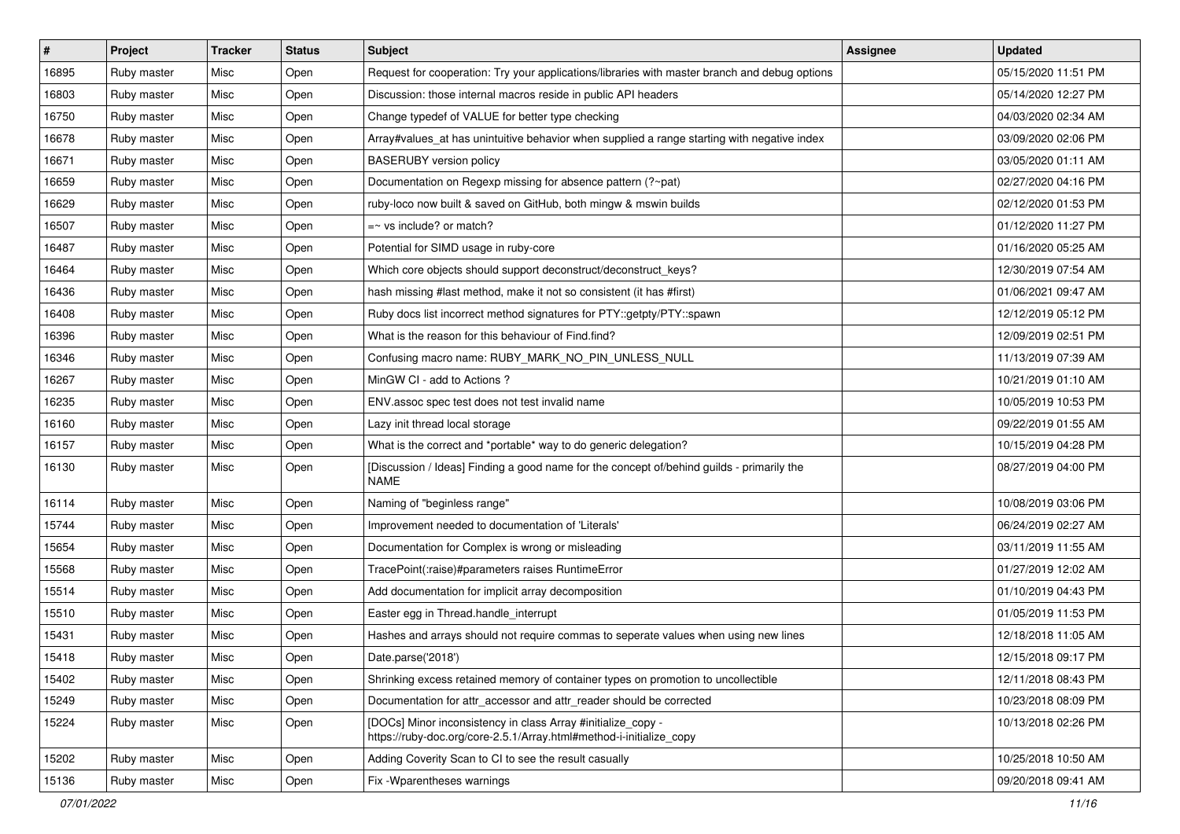| # | Project | Tracker | Status | Subject | Assignee | Updated |
|---|---|---|---|---|---|---|
| 16895 | Ruby master | Misc | Open | Request for cooperation: Try your applications/libraries with master branch and debug options | | 05/15/2020 11:51 PM |
| 16803 | Ruby master | Misc | Open | Discussion: those internal macros reside in public API headers | | 05/14/2020 12:27 PM |
| 16750 | Ruby master | Misc | Open | Change typedef of VALUE for better type checking | | 04/03/2020 02:34 AM |
| 16678 | Ruby master | Misc | Open | Array#values_at has unintuitive behavior when supplied a range starting with negative index | | 03/09/2020 02:06 PM |
| 16671 | Ruby master | Misc | Open | BASERUBY version policy | | 03/05/2020 01:11 AM |
| 16659 | Ruby master | Misc | Open | Documentation on Regexp missing for absence pattern (?~pat) | | 02/27/2020 04:16 PM |
| 16629 | Ruby master | Misc | Open | ruby-loco now built & saved on GitHub, both mingw & mswin builds | | 02/12/2020 01:53 PM |
| 16507 | Ruby master | Misc | Open | =~ vs include? or match? | | 01/12/2020 11:27 PM |
| 16487 | Ruby master | Misc | Open | Potential for SIMD usage in ruby-core | | 01/16/2020 05:25 AM |
| 16464 | Ruby master | Misc | Open | Which core objects should support deconstruct/deconstruct_keys? | | 12/30/2019 07:54 AM |
| 16436 | Ruby master | Misc | Open | hash missing #last method, make it not so consistent (it has #first) | | 01/06/2021 09:47 AM |
| 16408 | Ruby master | Misc | Open | Ruby docs list incorrect method signatures for PTY::getpty/PTY::spawn | | 12/12/2019 05:12 PM |
| 16396 | Ruby master | Misc | Open | What is the reason for this behaviour of Find.find? | | 12/09/2019 02:51 PM |
| 16346 | Ruby master | Misc | Open | Confusing macro name: RUBY_MARK_NO_PIN_UNLESS_NULL | | 11/13/2019 07:39 AM |
| 16267 | Ruby master | Misc | Open | MinGW CI - add to Actions ? | | 10/21/2019 01:10 AM |
| 16235 | Ruby master | Misc | Open | ENV.assoc spec test does not test invalid name | | 10/05/2019 10:53 PM |
| 16160 | Ruby master | Misc | Open | Lazy init thread local storage | | 09/22/2019 01:55 AM |
| 16157 | Ruby master | Misc | Open | What is the correct and *portable* way to do generic delegation? | | 10/15/2019 04:28 PM |
| 16130 | Ruby master | Misc | Open | [Discussion / Ideas] Finding a good name for the concept of/behind guilds - primarily the NAME | | 08/27/2019 04:00 PM |
| 16114 | Ruby master | Misc | Open | Naming of "beginless range" | | 10/08/2019 03:06 PM |
| 15744 | Ruby master | Misc | Open | Improvement needed to documentation of 'Literals' | | 06/24/2019 02:27 AM |
| 15654 | Ruby master | Misc | Open | Documentation for Complex is wrong or misleading | | 03/11/2019 11:55 AM |
| 15568 | Ruby master | Misc | Open | TracePoint(:raise)#parameters raises RuntimeError | | 01/27/2019 12:02 AM |
| 15514 | Ruby master | Misc | Open | Add documentation for implicit array decomposition | | 01/10/2019 04:43 PM |
| 15510 | Ruby master | Misc | Open | Easter egg in Thread.handle_interrupt | | 01/05/2019 11:53 PM |
| 15431 | Ruby master | Misc | Open | Hashes and arrays should not require commas to seperate values when using new lines | | 12/18/2018 11:05 AM |
| 15418 | Ruby master | Misc | Open | Date.parse('2018') | | 12/15/2018 09:17 PM |
| 15402 | Ruby master | Misc | Open | Shrinking excess retained memory of container types on promotion to uncollectible | | 12/11/2018 08:43 PM |
| 15249 | Ruby master | Misc | Open | Documentation for attr_accessor and attr_reader should be corrected | | 10/23/2018 08:09 PM |
| 15224 | Ruby master | Misc | Open | [DOCs] Minor inconsistency in class Array #initialize_copy - https://ruby-doc.org/core-2.5.1/Array.html#method-i-initialize_copy | | 10/13/2018 02:26 PM |
| 15202 | Ruby master | Misc | Open | Adding Coverity Scan to CI to see the result casually | | 10/25/2018 10:50 AM |
| 15136 | Ruby master | Misc | Open | Fix -Wparentheses warnings | | 09/20/2018 09:41 AM |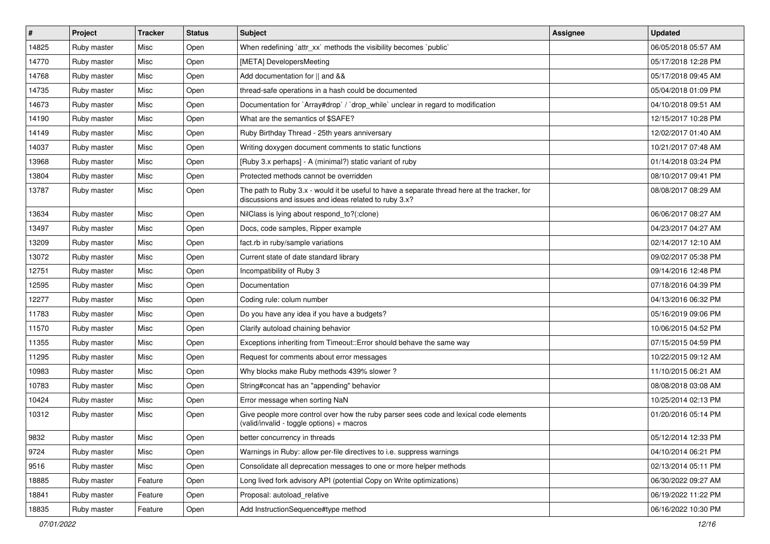| # | Project | Tracker | Status | Subject | Assignee | Updated |
|---|---|---|---|---|---|---|
| 14825 | Ruby master | Misc | Open | When redefining `attr_xx` methods the visibility becomes `public` | | 06/05/2018 05:57 AM |
| 14770 | Ruby master | Misc | Open | [META] DevelopersMeeting | | 05/17/2018 12:28 PM |
| 14768 | Ruby master | Misc | Open | Add documentation for \|\| and && | | 05/17/2018 09:45 AM |
| 14735 | Ruby master | Misc | Open | thread-safe operations in a hash could be documented | | 05/04/2018 01:09 PM |
| 14673 | Ruby master | Misc | Open | Documentation for `Array#drop` / `drop_while` unclear in regard to modification | | 04/10/2018 09:51 AM |
| 14190 | Ruby master | Misc | Open | What are the semantics of $SAFE? | | 12/15/2017 10:28 PM |
| 14149 | Ruby master | Misc | Open | Ruby Birthday Thread - 25th years anniversary | | 12/02/2017 01:40 AM |
| 14037 | Ruby master | Misc | Open | Writing doxygen document comments to static functions | | 10/21/2017 07:48 AM |
| 13968 | Ruby master | Misc | Open | [Ruby 3.x perhaps] - A (minimal?) static variant of ruby | | 01/14/2018 03:24 PM |
| 13804 | Ruby master | Misc | Open | Protected methods cannot be overridden | | 08/10/2017 09:41 PM |
| 13787 | Ruby master | Misc | Open | The path to Ruby 3.x - would it be useful to have a separate thread here at the tracker, for discussions and issues and ideas related to ruby 3.x? | | 08/08/2017 08:29 AM |
| 13634 | Ruby master | Misc | Open | NilClass is lying about respond_to?(:clone) | | 06/06/2017 08:27 AM |
| 13497 | Ruby master | Misc | Open | Docs, code samples, Ripper example | | 04/23/2017 04:27 AM |
| 13209 | Ruby master | Misc | Open | fact.rb in ruby/sample variations | | 02/14/2017 12:10 AM |
| 13072 | Ruby master | Misc | Open | Current state of date standard library | | 09/02/2017 05:38 PM |
| 12751 | Ruby master | Misc | Open | Incompatibility of Ruby 3 | | 09/14/2016 12:48 PM |
| 12595 | Ruby master | Misc | Open | Documentation | | 07/18/2016 04:39 PM |
| 12277 | Ruby master | Misc | Open | Coding rule: colum number | | 04/13/2016 06:32 PM |
| 11783 | Ruby master | Misc | Open | Do you have any idea if you have a budgets? | | 05/16/2019 09:06 PM |
| 11570 | Ruby master | Misc | Open | Clarify autoload chaining behavior | | 10/06/2015 04:52 PM |
| 11355 | Ruby master | Misc | Open | Exceptions inheriting from Timeout::Error should behave the same way | | 07/15/2015 04:59 PM |
| 11295 | Ruby master | Misc | Open | Request for comments about error messages | | 10/22/2015 09:12 AM |
| 10983 | Ruby master | Misc | Open | Why blocks make Ruby methods 439% slower ? | | 11/10/2015 06:21 AM |
| 10783 | Ruby master | Misc | Open | String#concat has an "appending" behavior | | 08/08/2018 03:08 AM |
| 10424 | Ruby master | Misc | Open | Error message when sorting NaN | | 10/25/2014 02:13 PM |
| 10312 | Ruby master | Misc | Open | Give people more control over how the ruby parser sees code and lexical code elements (valid/invalid - toggle options) + macros | | 01/20/2016 05:14 PM |
| 9832 | Ruby master | Misc | Open | better concurrency in threads | | 05/12/2014 12:33 PM |
| 9724 | Ruby master | Misc | Open | Warnings in Ruby: allow per-file directives to i.e. suppress warnings | | 04/10/2014 06:21 PM |
| 9516 | Ruby master | Misc | Open | Consolidate all deprecation messages to one or more helper methods | | 02/13/2014 05:11 PM |
| 18885 | Ruby master | Feature | Open | Long lived fork advisory API (potential Copy on Write optimizations) | | 06/30/2022 09:27 AM |
| 18841 | Ruby master | Feature | Open | Proposal: autoload_relative | | 06/19/2022 11:22 PM |
| 18835 | Ruby master | Feature | Open | Add InstructionSequence#type method | | 06/16/2022 10:30 PM |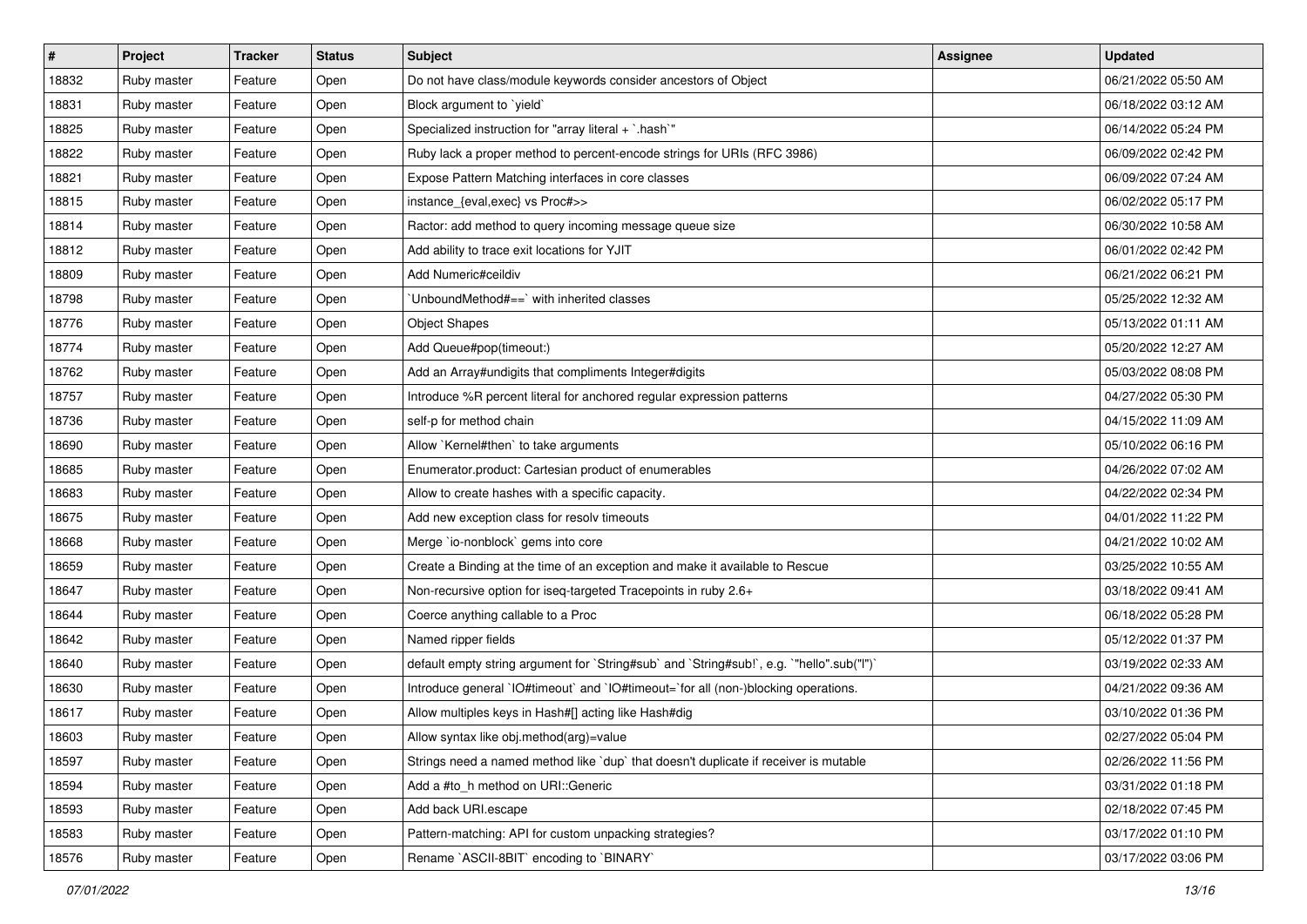| # | Project | Tracker | Status | Subject | Assignee | Updated |
|---|---|---|---|---|---|---|
| 18832 | Ruby master | Feature | Open | Do not have class/module keywords consider ancestors of Object | | 06/21/2022 05:50 AM |
| 18831 | Ruby master | Feature | Open | Block argument to `yield` | | 06/18/2022 03:12 AM |
| 18825 | Ruby master | Feature | Open | Specialized instruction for "array literal + `.hash`" | | 06/14/2022 05:24 PM |
| 18822 | Ruby master | Feature | Open | Ruby lack a proper method to percent-encode strings for URIs (RFC 3986) | | 06/09/2022 02:42 PM |
| 18821 | Ruby master | Feature | Open | Expose Pattern Matching interfaces in core classes | | 06/09/2022 07:24 AM |
| 18815 | Ruby master | Feature | Open | instance_{eval,exec} vs Proc#>> | | 06/02/2022 05:17 PM |
| 18814 | Ruby master | Feature | Open | Ractor: add method to query incoming message queue size | | 06/30/2022 10:58 AM |
| 18812 | Ruby master | Feature | Open | Add ability to trace exit locations for YJIT | | 06/01/2022 02:42 PM |
| 18809 | Ruby master | Feature | Open | Add Numeric#ceildiv | | 06/21/2022 06:21 PM |
| 18798 | Ruby master | Feature | Open | `UnboundMethod#==` with inherited classes | | 05/25/2022 12:32 AM |
| 18776 | Ruby master | Feature | Open | Object Shapes | | 05/13/2022 01:11 AM |
| 18774 | Ruby master | Feature | Open | Add Queue#pop(timeout:) | | 05/20/2022 12:27 AM |
| 18762 | Ruby master | Feature | Open | Add an Array#undigits that compliments Integer#digits | | 05/03/2022 08:08 PM |
| 18757 | Ruby master | Feature | Open | Introduce %R percent literal for anchored regular expression patterns | | 04/27/2022 05:30 PM |
| 18736 | Ruby master | Feature | Open | self-p for method chain | | 04/15/2022 11:09 AM |
| 18690 | Ruby master | Feature | Open | Allow `Kernel#then` to take arguments | | 05/10/2022 06:16 PM |
| 18685 | Ruby master | Feature | Open | Enumerator.product: Cartesian product of enumerables | | 04/26/2022 07:02 AM |
| 18683 | Ruby master | Feature | Open | Allow to create hashes with a specific capacity. | | 04/22/2022 02:34 PM |
| 18675 | Ruby master | Feature | Open | Add new exception class for resolv timeouts | | 04/01/2022 11:22 PM |
| 18668 | Ruby master | Feature | Open | Merge `io-nonblock` gems into core | | 04/21/2022 10:02 AM |
| 18659 | Ruby master | Feature | Open | Create a Binding at the time of an exception and make it available to Rescue | | 03/25/2022 10:55 AM |
| 18647 | Ruby master | Feature | Open | Non-recursive option for iseq-targeted Tracepoints in ruby 2.6+ | | 03/18/2022 09:41 AM |
| 18644 | Ruby master | Feature | Open | Coerce anything callable to a Proc | | 06/18/2022 05:28 PM |
| 18642 | Ruby master | Feature | Open | Named ripper fields | | 05/12/2022 01:37 PM |
| 18640 | Ruby master | Feature | Open | default empty string argument for `String#sub` and `String#sub!`, e.g. `"hello".sub("l")` | | 03/19/2022 02:33 AM |
| 18630 | Ruby master | Feature | Open | Introduce general `IO#timeout` and `IO#timeout=`for all (non-)blocking operations. | | 04/21/2022 09:36 AM |
| 18617 | Ruby master | Feature | Open | Allow multiples keys in Hash#[] acting like Hash#dig | | 03/10/2022 01:36 PM |
| 18603 | Ruby master | Feature | Open | Allow syntax like obj.method(arg)=value | | 02/27/2022 05:04 PM |
| 18597 | Ruby master | Feature | Open | Strings need a named method like `dup` that doesn't duplicate if receiver is mutable | | 02/26/2022 11:56 PM |
| 18594 | Ruby master | Feature | Open | Add a #to_h method on URI::Generic | | 03/31/2022 01:18 PM |
| 18593 | Ruby master | Feature | Open | Add back URI.escape | | 02/18/2022 07:45 PM |
| 18583 | Ruby master | Feature | Open | Pattern-matching: API for custom unpacking strategies? | | 03/17/2022 01:10 PM |
| 18576 | Ruby master | Feature | Open | Rename `ASCII-8BIT` encoding to `BINARY` | | 03/17/2022 03:06 PM |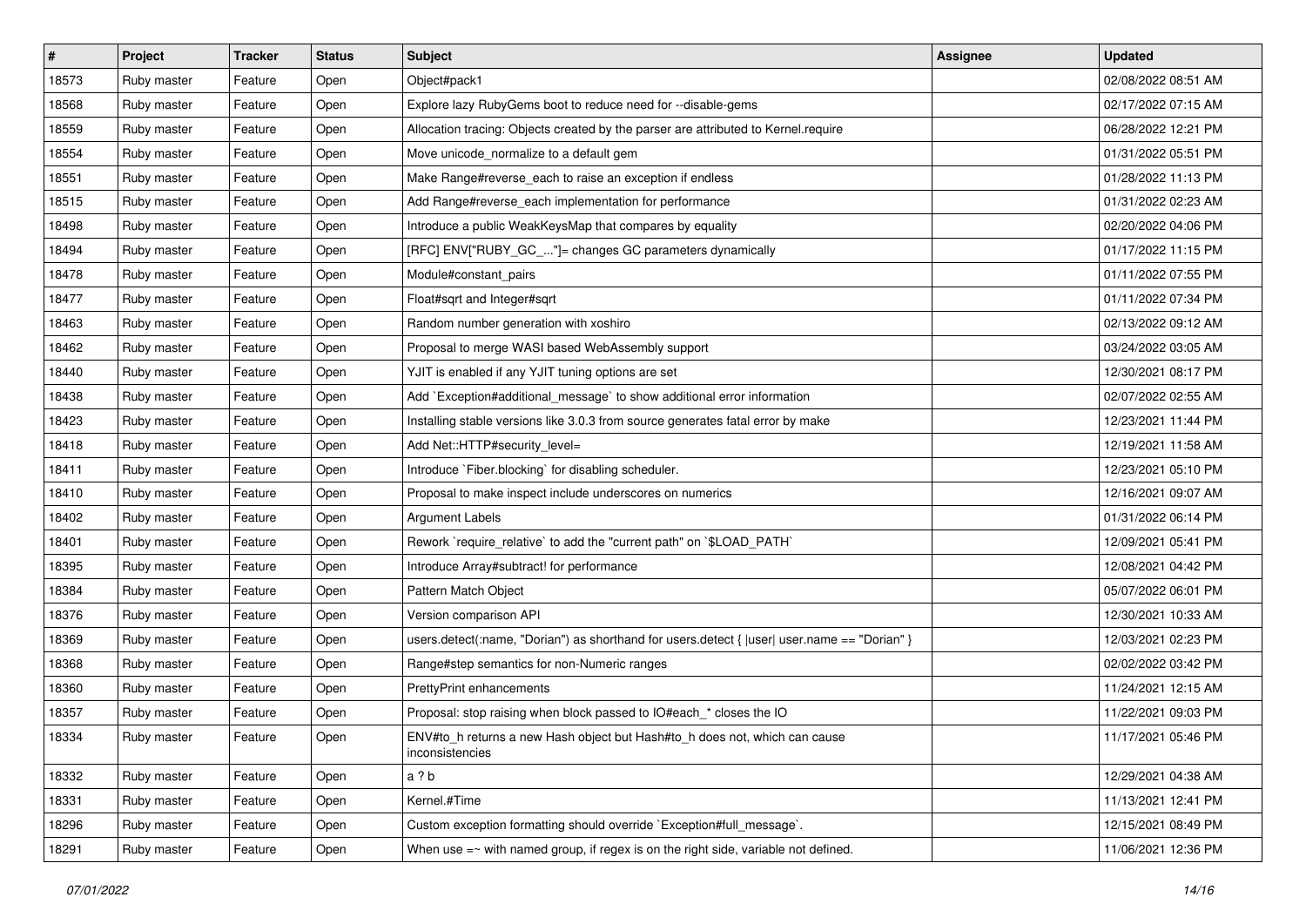| # | Project | Tracker | Status | Subject | Assignee | Updated |
|---|---|---|---|---|---|---|
| 18573 | Ruby master | Feature | Open | Object#pack1 | | 02/08/2022 08:51 AM |
| 18568 | Ruby master | Feature | Open | Explore lazy RubyGems boot to reduce need for --disable-gems | | 02/17/2022 07:15 AM |
| 18559 | Ruby master | Feature | Open | Allocation tracing: Objects created by the parser are attributed to Kernel.require | | 06/28/2022 12:21 PM |
| 18554 | Ruby master | Feature | Open | Move unicode_normalize to a default gem | | 01/31/2022 05:51 PM |
| 18551 | Ruby master | Feature | Open | Make Range#reverse_each to raise an exception if endless | | 01/28/2022 11:13 PM |
| 18515 | Ruby master | Feature | Open | Add Range#reverse_each implementation for performance | | 01/31/2022 02:23 AM |
| 18498 | Ruby master | Feature | Open | Introduce a public WeakKeysMap that compares by equality | | 02/20/2022 04:06 PM |
| 18494 | Ruby master | Feature | Open | [RFC] ENV["RUBY_GC_..."]= changes GC parameters dynamically | | 01/17/2022 11:15 PM |
| 18478 | Ruby master | Feature | Open | Module#constant_pairs | | 01/11/2022 07:55 PM |
| 18477 | Ruby master | Feature | Open | Float#sqrt and Integer#sqrt | | 01/11/2022 07:34 PM |
| 18463 | Ruby master | Feature | Open | Random number generation with xoshiro | | 02/13/2022 09:12 AM |
| 18462 | Ruby master | Feature | Open | Proposal to merge WASI based WebAssembly support | | 03/24/2022 03:05 AM |
| 18440 | Ruby master | Feature | Open | YJIT is enabled if any YJIT tuning options are set | | 12/30/2021 08:17 PM |
| 18438 | Ruby master | Feature | Open | Add `Exception#additional_message` to show additional error information | | 02/07/2022 02:55 AM |
| 18423 | Ruby master | Feature | Open | Installing stable versions like 3.0.3 from source generates fatal error by make | | 12/23/2021 11:44 PM |
| 18418 | Ruby master | Feature | Open | Add Net::HTTP#security_level= | | 12/19/2021 11:58 AM |
| 18411 | Ruby master | Feature | Open | Introduce `Fiber.blocking` for disabling scheduler. | | 12/23/2021 05:10 PM |
| 18410 | Ruby master | Feature | Open | Proposal to make inspect include underscores on numerics | | 12/16/2021 09:07 AM |
| 18402 | Ruby master | Feature | Open | Argument Labels | | 01/31/2022 06:14 PM |
| 18401 | Ruby master | Feature | Open | Rework `require_relative` to add the "current path" on `$LOAD_PATH` | | 12/09/2021 05:41 PM |
| 18395 | Ruby master | Feature | Open | Introduce Array#subtract! for performance | | 12/08/2021 04:42 PM |
| 18384 | Ruby master | Feature | Open | Pattern Match Object | | 05/07/2022 06:01 PM |
| 18376 | Ruby master | Feature | Open | Version comparison API | | 12/30/2021 10:33 AM |
| 18369 | Ruby master | Feature | Open | users.detect(:name, "Dorian") as shorthand for users.detect { \|user\| user.name == "Dorian" } | | 12/03/2021 02:23 PM |
| 18368 | Ruby master | Feature | Open | Range#step semantics for non-Numeric ranges | | 02/02/2022 03:42 PM |
| 18360 | Ruby master | Feature | Open | PrettyPrint enhancements | | 11/24/2021 12:15 AM |
| 18357 | Ruby master | Feature | Open | Proposal: stop raising when block passed to IO#each_* closes the IO | | 11/22/2021 09:03 PM |
| 18334 | Ruby master | Feature | Open | ENV#to_h returns a new Hash object but Hash#to_h does not, which can cause inconsistencies | | 11/17/2021 05:46 PM |
| 18332 | Ruby master | Feature | Open | a ? b | | 12/29/2021 04:38 AM |
| 18331 | Ruby master | Feature | Open | Kernel.#Time | | 11/13/2021 12:41 PM |
| 18296 | Ruby master | Feature | Open | Custom exception formatting should override `Exception#full_message`. | | 12/15/2021 08:49 PM |
| 18291 | Ruby master | Feature | Open | When use =~ with named group, if regex is on the right side, variable not defined. | | 11/06/2021 12:36 PM |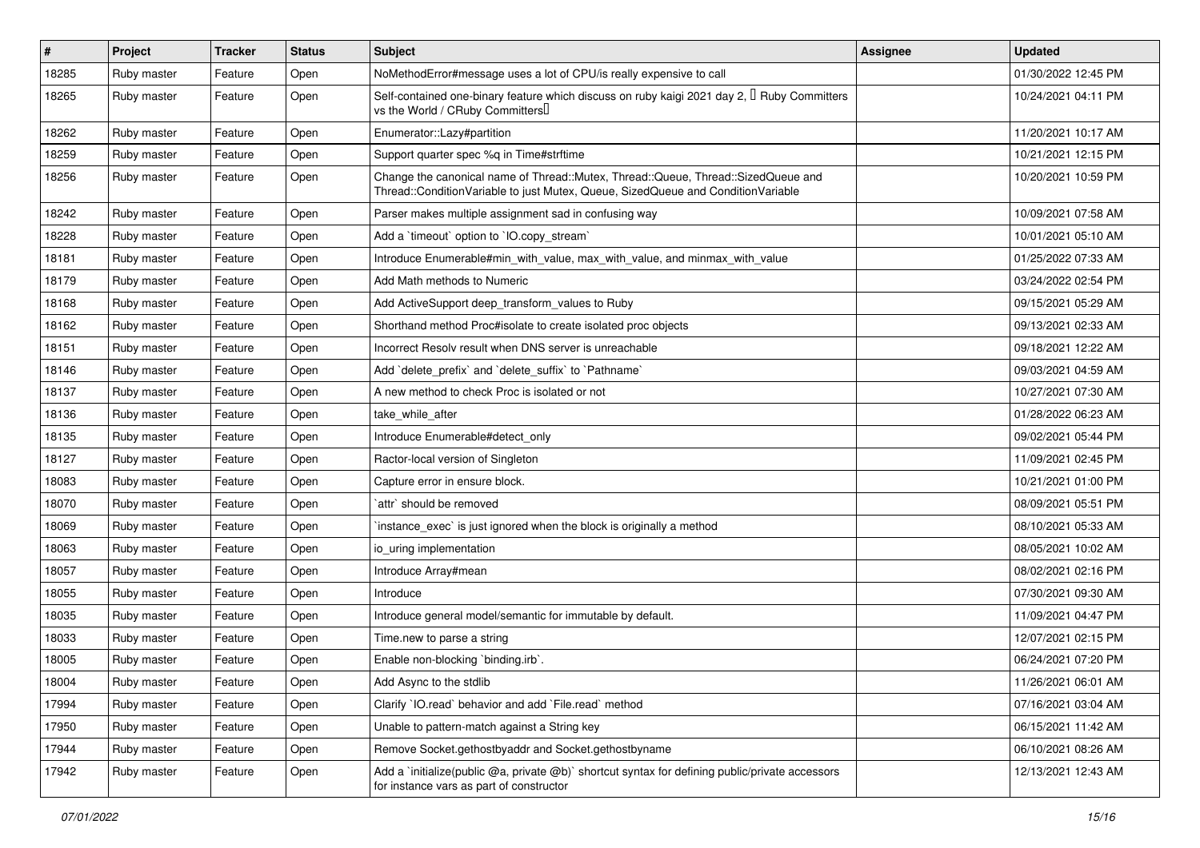| # | Project | Tracker | Status | Subject | Assignee | Updated |
|---|---|---|---|---|---|---|
| 18285 | Ruby master | Feature | Open | NoMethodError#message uses a lot of CPU/is really expensive to call | | 01/30/2022 12:45 PM |
| 18265 | Ruby master | Feature | Open | Self-contained one-binary feature which discuss on ruby kaigi 2021 day 2, 「Ruby Committers vs the World / CRuby Committers」 | | 10/24/2021 04:11 PM |
| 18262 | Ruby master | Feature | Open | Enumerator::Lazy#partition | | 11/20/2021 10:17 AM |
| 18259 | Ruby master | Feature | Open | Support quarter spec %q in Time#strftime | | 10/21/2021 12:15 PM |
| 18256 | Ruby master | Feature | Open | Change the canonical name of Thread::Mutex, Thread::Queue, Thread::SizedQueue and Thread::ConditionVariable to just Mutex, Queue, SizedQueue and ConditionVariable | | 10/20/2021 10:59 PM |
| 18242 | Ruby master | Feature | Open | Parser makes multiple assignment sad in confusing way | | 10/09/2021 07:58 AM |
| 18228 | Ruby master | Feature | Open | Add a `timeout` option to `IO.copy_stream` | | 10/01/2021 05:10 AM |
| 18181 | Ruby master | Feature | Open | Introduce Enumerable#min_with_value, max_with_value, and minmax_with_value | | 01/25/2022 07:33 AM |
| 18179 | Ruby master | Feature | Open | Add Math methods to Numeric | | 03/24/2022 02:54 PM |
| 18168 | Ruby master | Feature | Open | Add ActiveSupport deep_transform_values to Ruby | | 09/15/2021 05:29 AM |
| 18162 | Ruby master | Feature | Open | Shorthand method Proc#isolate to create isolated proc objects | | 09/13/2021 02:33 AM |
| 18151 | Ruby master | Feature | Open | Incorrect Resolv result when DNS server is unreachable | | 09/18/2021 12:22 AM |
| 18146 | Ruby master | Feature | Open | Add `delete_prefix` and `delete_suffix` to `Pathname` | | 09/03/2021 04:59 AM |
| 18137 | Ruby master | Feature | Open | A new method to check Proc is isolated or not | | 10/27/2021 07:30 AM |
| 18136 | Ruby master | Feature | Open | take_while_after | | 01/28/2022 06:23 AM |
| 18135 | Ruby master | Feature | Open | Introduce Enumerable#detect_only | | 09/02/2021 05:44 PM |
| 18127 | Ruby master | Feature | Open | Ractor-local version of Singleton | | 11/09/2021 02:45 PM |
| 18083 | Ruby master | Feature | Open | Capture error in ensure block. | | 10/21/2021 01:00 PM |
| 18070 | Ruby master | Feature | Open | `attr` should be removed | | 08/09/2021 05:51 PM |
| 18069 | Ruby master | Feature | Open | `instance_exec` is just ignored when the block is originally a method | | 08/10/2021 05:33 AM |
| 18063 | Ruby master | Feature | Open | io_uring implementation | | 08/05/2021 10:02 AM |
| 18057 | Ruby master | Feature | Open | Introduce Array#mean | | 08/02/2021 02:16 PM |
| 18055 | Ruby master | Feature | Open | Introduce | | 07/30/2021 09:30 AM |
| 18035 | Ruby master | Feature | Open | Introduce general model/semantic for immutable by default. | | 11/09/2021 04:47 PM |
| 18033 | Ruby master | Feature | Open | Time.new to parse a string | | 12/07/2021 02:15 PM |
| 18005 | Ruby master | Feature | Open | Enable non-blocking `binding.irb`. | | 06/24/2021 07:20 PM |
| 18004 | Ruby master | Feature | Open | Add Async to the stdlib | | 11/26/2021 06:01 AM |
| 17994 | Ruby master | Feature | Open | Clarify `IO.read` behavior and add `File.read` method | | 07/16/2021 03:04 AM |
| 17950 | Ruby master | Feature | Open | Unable to pattern-match against a String key | | 06/15/2021 11:42 AM |
| 17944 | Ruby master | Feature | Open | Remove Socket.gethostbyaddr and Socket.gethostbyname | | 06/10/2021 08:26 AM |
| 17942 | Ruby master | Feature | Open | Add a `initialize(public @a, private @b)` shortcut syntax for defining public/private accessors for instance vars as part of constructor | | 12/13/2021 12:43 AM |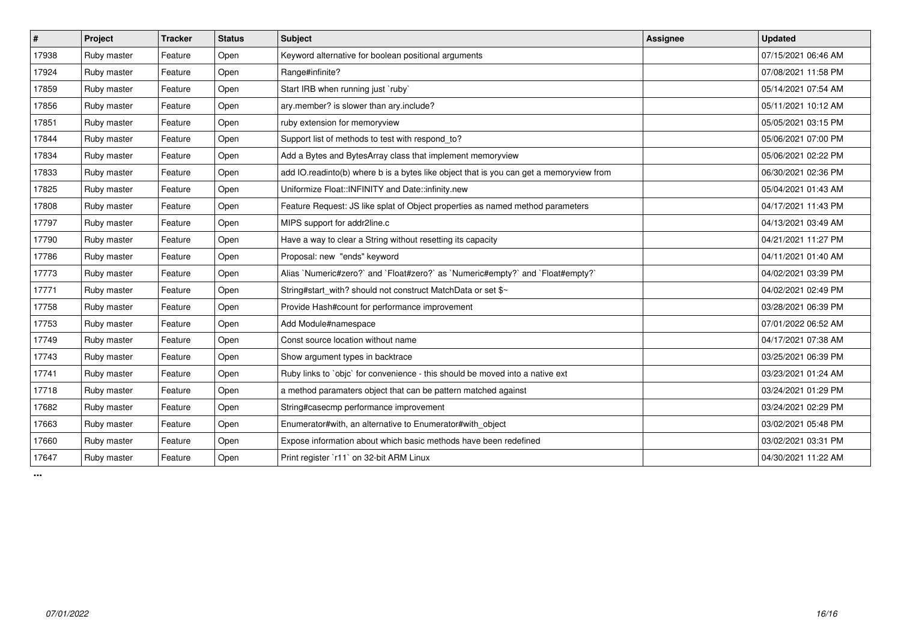| # | Project | Tracker | Status | Subject | Assignee | Updated |
|---|---|---|---|---|---|---|
| 17938 | Ruby master | Feature | Open | Keyword alternative for boolean positional arguments | | 07/15/2021 06:46 AM |
| 17924 | Ruby master | Feature | Open | Range#infinite? | | 07/08/2021 11:58 PM |
| 17859 | Ruby master | Feature | Open | Start IRB when running just `ruby` | | 05/14/2021 07:54 AM |
| 17856 | Ruby master | Feature | Open | ary.member? is slower than ary.include? | | 05/11/2021 10:12 AM |
| 17851 | Ruby master | Feature | Open | ruby extension for memoryview | | 05/05/2021 03:15 PM |
| 17844 | Ruby master | Feature | Open | Support list of methods to test with respond_to? | | 05/06/2021 07:00 PM |
| 17834 | Ruby master | Feature | Open | Add a Bytes and BytesArray class that implement memoryview | | 05/06/2021 02:22 PM |
| 17833 | Ruby master | Feature | Open | add IO.readinto(b) where b is a bytes like object that is you can get a memoryview from | | 06/30/2021 02:36 PM |
| 17825 | Ruby master | Feature | Open | Uniformize Float::INFINITY and Date::infinity.new | | 05/04/2021 01:43 AM |
| 17808 | Ruby master | Feature | Open | Feature Request: JS like splat of Object properties as named method parameters | | 04/17/2021 11:43 PM |
| 17797 | Ruby master | Feature | Open | MIPS support for addr2line.c | | 04/13/2021 03:49 AM |
| 17790 | Ruby master | Feature | Open | Have a way to clear a String without resetting its capacity | | 04/21/2021 11:27 PM |
| 17786 | Ruby master | Feature | Open | Proposal: new "ends" keyword | | 04/11/2021 01:40 AM |
| 17773 | Ruby master | Feature | Open | Alias `Numeric#zero?` and `Float#zero?` as `Numeric#empty?` and `Float#empty?` | | 04/02/2021 03:39 PM |
| 17771 | Ruby master | Feature | Open | String#start_with? should not construct MatchData or set $~ | | 04/02/2021 02:49 PM |
| 17758 | Ruby master | Feature | Open | Provide Hash#count for performance improvement | | 03/28/2021 06:39 PM |
| 17753 | Ruby master | Feature | Open | Add Module#namespace | | 07/01/2022 06:52 AM |
| 17749 | Ruby master | Feature | Open | Const source location without name | | 04/17/2021 07:38 AM |
| 17743 | Ruby master | Feature | Open | Show argument types in backtrace | | 03/25/2021 06:39 PM |
| 17741 | Ruby master | Feature | Open | Ruby links to `objc` for convenience - this should be moved into a native ext | | 03/23/2021 01:24 AM |
| 17718 | Ruby master | Feature | Open | a method paramaters object that can be pattern matched against | | 03/24/2021 01:29 PM |
| 17682 | Ruby master | Feature | Open | String#casecmp performance improvement | | 03/24/2021 02:29 PM |
| 17663 | Ruby master | Feature | Open | Enumerator#with, an alternative to Enumerator#with_object | | 03/02/2021 05:48 PM |
| 17660 | Ruby master | Feature | Open | Expose information about which basic methods have been redefined | | 03/02/2021 03:31 PM |
| 17647 | Ruby master | Feature | Open | Print register `r11` on 32-bit ARM Linux | | 04/30/2021 11:22 AM |

...